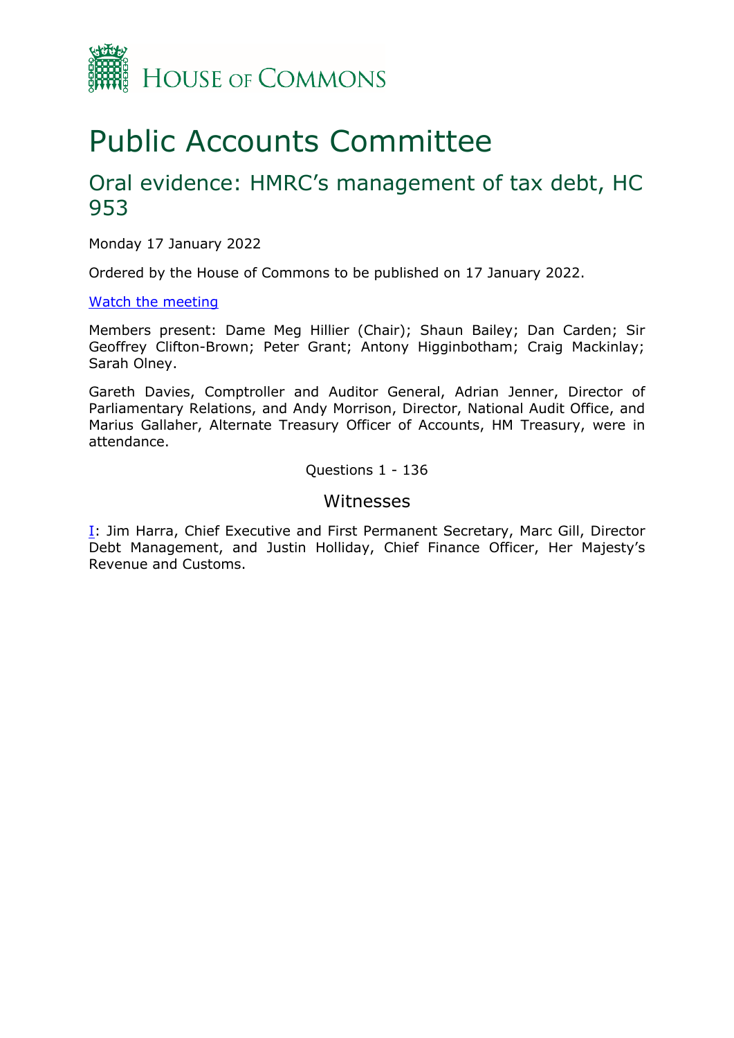HOUSE OF COMMONS

# Public Accounts Committee

## Oral evidence: HMRC's management of tax debt, HC 953

Monday 17 January 2022

Ordered by the House of Commons to be published on 17 January 2022.

[Watch the meeting]

Members present: Dame Meg Hillier (Chair); Shaun Bailey; Dan Carden; Sir Geoffrey Clifton-Brown; Peter Grant; Antony Higginbotham; Craig Mackinlay; Sarah Olney.

Gareth Davies, Comptroller and Auditor General, Adrian Jenner, Director of Parliamentary Relations, and Andy Morrison, Director, National Audit Office, and Marius Gallaher, Alternate Treasury Officer of Accounts, HM Treasury, were in attendance.

Questions 1 - 136

### Witnesses

[I]: Jim Harra, Chief Executive and First Permanent Secretary, Marc Gill, Director Debt Management, and Justin Holliday, Chief Finance Officer, Her Majesty's Revenue and Customs.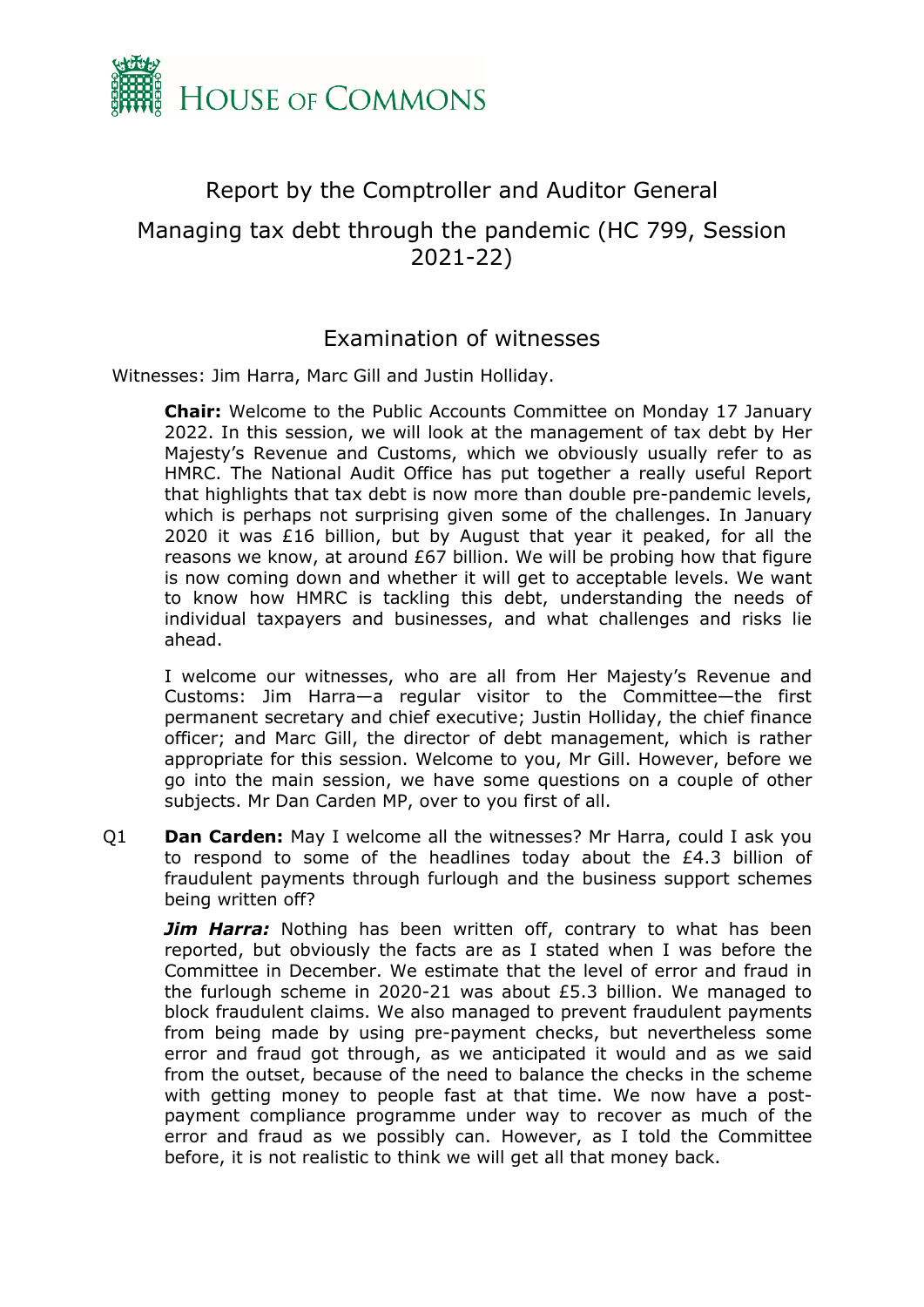# Report by the Comptroller and Auditor General

## Managing tax debt through the pandemic (HC 799, Session 2021-22)

### Examination of witnesses

Witnesses: Jim Harra, Marc Gill and Justin Holliday.

**Chair:** Welcome to the Public Accounts Committee on Monday 17 January 2022. In this session, we will look at the management of tax debt by Her Majesty's Revenue and Customs, which we obviously usually refer to as HMRC. The National Audit Office has put together a really useful Report that highlights that tax debt is now more than double pre-pandemic levels, which is perhaps not surprising given some of the challenges. In January 2020 it was £16 billion, but by August that year it peaked, for all the reasons we know, at around £67 billion. We will be probing how that figure is now coming down and whether it will get to acceptable levels. We want to know how HMRC is tackling this debt, understanding the needs of individual taxpayers and businesses, and what challenges and risks lie ahead.

I welcome our witnesses, who are all from Her Majesty's Revenue and Customs: Jim Harra—a regular visitor to the Committee—the first permanent secretary and chief executive; Justin Holliday, the chief finance officer; and Marc Gill, the director of debt management, which is rather appropriate for this session. Welcome to you, Mr Gill. However, before we go into the main session, we have some questions on a couple of other subjects. Mr Dan Carden MP, over to you first of all.

Q1 **Dan Carden:** May I welcome all the witnesses? Mr Harra, could I ask you to respond to some of the headlines today about the £4.3 billion of fraudulent payments through furlough and the business support schemes being written off?

***Jim Harra:*** Nothing has been written off, contrary to what has been reported, but obviously the facts are as I stated when I was before the Committee in December. We estimate that the level of error and fraud in the furlough scheme in 2020-21 was about £5.3 billion. We managed to block fraudulent claims. We also managed to prevent fraudulent payments from being made by using pre-payment checks, but nevertheless some error and fraud got through, as we anticipated it would and as we said from the outset, because of the need to balance the checks in the scheme with getting money to people fast at that time. We now have a post-payment compliance programme under way to recover as much of the error and fraud as we possibly can. However, as I told the Committee before, it is not realistic to think we will get all that money back.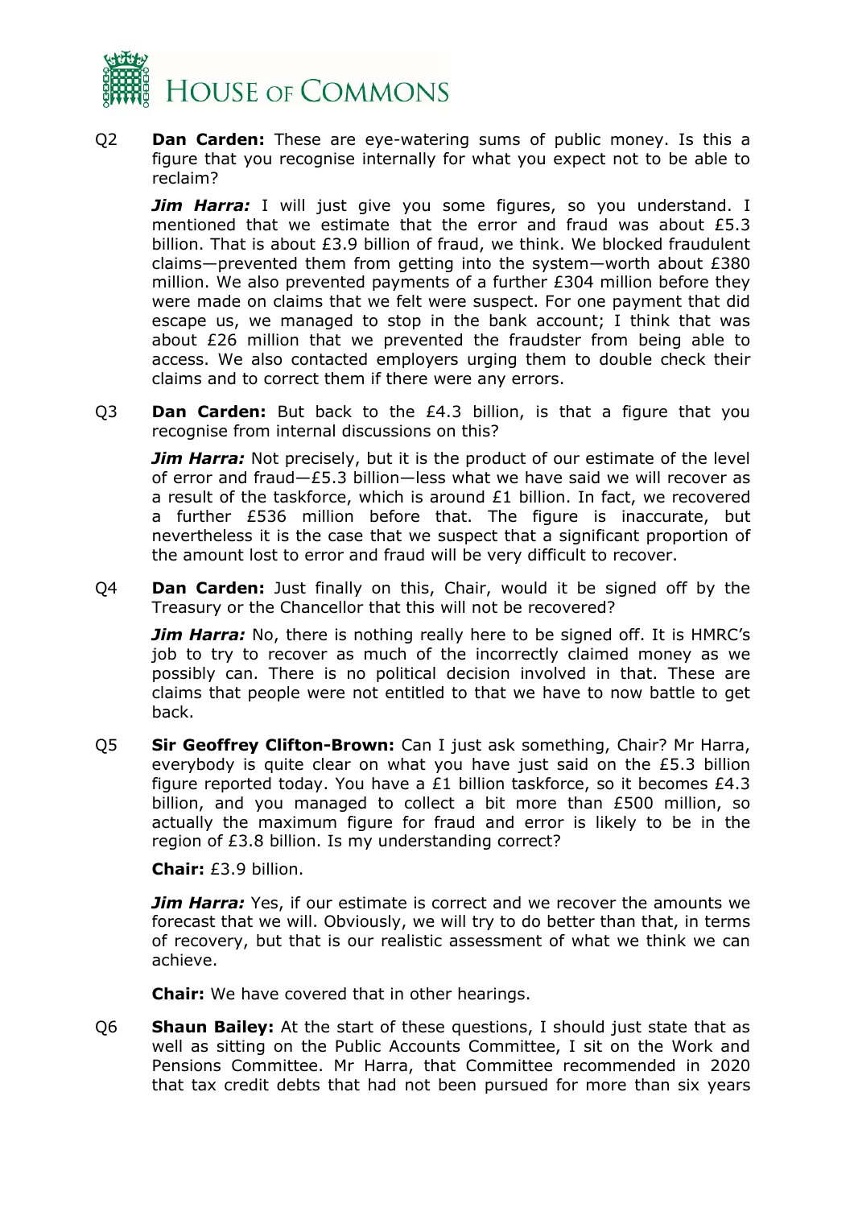Q2 **Dan Carden:** These are eye-watering sums of public money. Is this a figure that you recognise internally for what you expect not to be able to reclaim?

***Jim Harra:*** I will just give you some figures, so you understand. I mentioned that we estimate that the error and fraud was about £5.3 billion. That is about £3.9 billion of fraud, we think. We blocked fraudulent claims—prevented them from getting into the system—worth about £380 million. We also prevented payments of a further £304 million before they were made on claims that we felt were suspect. For one payment that did escape us, we managed to stop in the bank account; I think that was about £26 million that we prevented the fraudster from being able to access. We also contacted employers urging them to double check their claims and to correct them if there were any errors.

Q3 **Dan Carden:** But back to the £4.3 billion, is that a figure that you recognise from internal discussions on this?

***Jim Harra:*** Not precisely, but it is the product of our estimate of the level of error and fraud—£5.3 billion—less what we have said we will recover as a result of the taskforce, which is around £1 billion. In fact, we recovered a further £536 million before that. The figure is inaccurate, but nevertheless it is the case that we suspect that a significant proportion of the amount lost to error and fraud will be very difficult to recover.

Q4 **Dan Carden:** Just finally on this, Chair, would it be signed off by the Treasury or the Chancellor that this will not be recovered?

***Jim Harra:*** No, there is nothing really here to be signed off. It is HMRC's job to try to recover as much of the incorrectly claimed money as we possibly can. There is no political decision involved in that. These are claims that people were not entitled to that we have to now battle to get back.

Q5 **Sir Geoffrey Clifton-Brown:** Can I just ask something, Chair? Mr Harra, everybody is quite clear on what you have just said on the £5.3 billion figure reported today. You have a £1 billion taskforce, so it becomes £4.3 billion, and you managed to collect a bit more than £500 million, so actually the maximum figure for fraud and error is likely to be in the region of £3.8 billion. Is my understanding correct?

**Chair:** £3.9 billion.

***Jim Harra:*** Yes, if our estimate is correct and we recover the amounts we forecast that we will. Obviously, we will try to do better than that, in terms of recovery, but that is our realistic assessment of what we think we can achieve.

**Chair:** We have covered that in other hearings.

Q6 **Shaun Bailey:** At the start of these questions, I should just state that as well as sitting on the Public Accounts Committee, I sit on the Work and Pensions Committee. Mr Harra, that Committee recommended in 2020 that tax credit debts that had not been pursued for more than six years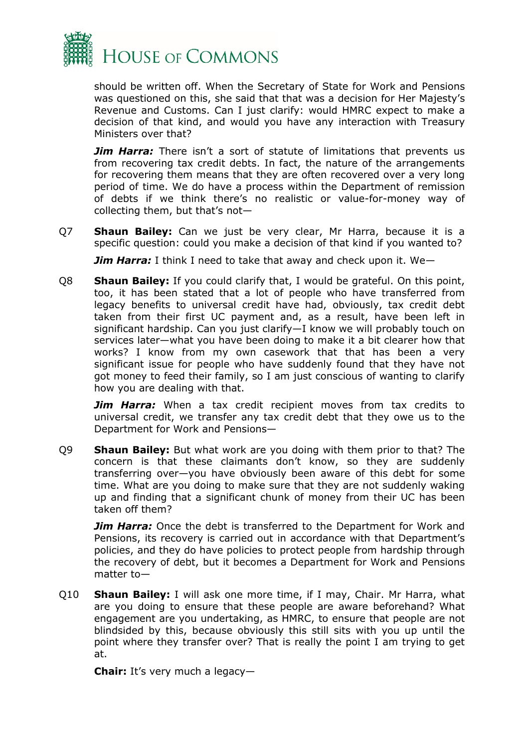should be written off. When the Secretary of State for Work and Pensions was questioned on this, she said that that was a decision for Her Majesty's Revenue and Customs. Can I just clarify: would HMRC expect to make a decision of that kind, and would you have any interaction with Treasury Ministers over that?

***Jim Harra:*** There isn't a sort of statute of limitations that prevents us from recovering tax credit debts. In fact, the nature of the arrangements for recovering them means that they are often recovered over a very long period of time. We do have a process within the Department of remission of debts if we think there's no realistic or value-for-money way of collecting them, but that's not—

Q7 **Shaun Bailey:** Can we just be very clear, Mr Harra, because it is a specific question: could you make a decision of that kind if you wanted to?

***Jim Harra:*** I think I need to take that away and check upon it. We—

Q8 **Shaun Bailey:** If you could clarify that, I would be grateful. On this point, too, it has been stated that a lot of people who have transferred from legacy benefits to universal credit have had, obviously, tax credit debt taken from their first UC payment and, as a result, have been left in significant hardship. Can you just clarify—I know we will probably touch on services later—what you have been doing to make it a bit clearer how that works? I know from my own casework that that has been a very significant issue for people who have suddenly found that they have not got money to feed their family, so I am just conscious of wanting to clarify how you are dealing with that.

***Jim Harra:*** When a tax credit recipient moves from tax credits to universal credit, we transfer any tax credit debt that they owe us to the Department for Work and Pensions—

Q9 **Shaun Bailey:** But what work are you doing with them prior to that? The concern is that these claimants don't know, so they are suddenly transferring over—you have obviously been aware of this debt for some time. What are you doing to make sure that they are not suddenly waking up and finding that a significant chunk of money from their UC has been taken off them?

***Jim Harra:*** Once the debt is transferred to the Department for Work and Pensions, its recovery is carried out in accordance with that Department's policies, and they do have policies to protect people from hardship through the recovery of debt, but it becomes a Department for Work and Pensions matter to—

Q10 **Shaun Bailey:** I will ask one more time, if I may, Chair. Mr Harra, what are you doing to ensure that these people are aware beforehand? What engagement are you undertaking, as HMRC, to ensure that people are not blindsided by this, because obviously this still sits with you up until the point where they transfer over? That is really the point I am trying to get at.

**Chair:** It's very much a legacy—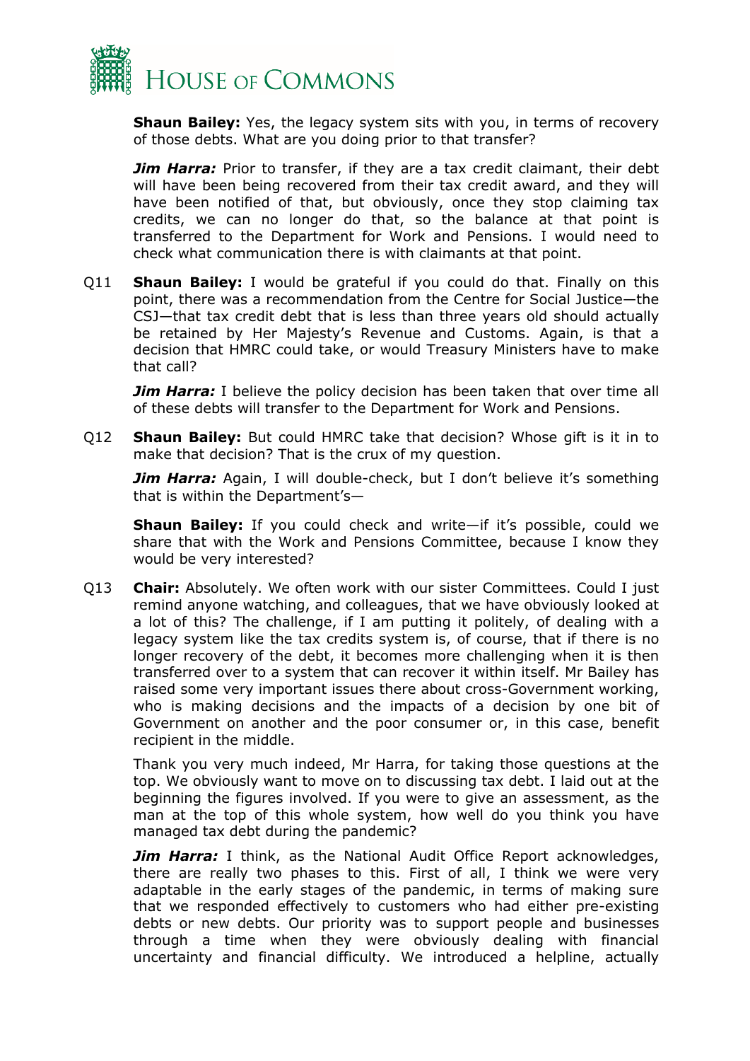**Shaun Bailey:** Yes, the legacy system sits with you, in terms of recovery of those debts. What are you doing prior to that transfer?

***Jim Harra:*** Prior to transfer, if they are a tax credit claimant, their debt will have been being recovered from their tax credit award, and they will have been notified of that, but obviously, once they stop claiming tax credits, we can no longer do that, so the balance at that point is transferred to the Department for Work and Pensions. I would need to check what communication there is with claimants at that point.

Q11 **Shaun Bailey:** I would be grateful if you could do that. Finally on this point, there was a recommendation from the Centre for Social Justice—the CSJ—that tax credit debt that is less than three years old should actually be retained by Her Majesty's Revenue and Customs. Again, is that a decision that HMRC could take, or would Treasury Ministers have to make that call?

***Jim Harra:*** I believe the policy decision has been taken that over time all of these debts will transfer to the Department for Work and Pensions.

Q12 **Shaun Bailey:** But could HMRC take that decision? Whose gift is it in to make that decision? That is the crux of my question.

***Jim Harra:*** Again, I will double-check, but I don't believe it's something that is within the Department's—

**Shaun Bailey:** If you could check and write—if it's possible, could we share that with the Work and Pensions Committee, because I know they would be very interested?

Q13 **Chair:** Absolutely. We often work with our sister Committees. Could I just remind anyone watching, and colleagues, that we have obviously looked at a lot of this? The challenge, if I am putting it politely, of dealing with a legacy system like the tax credits system is, of course, that if there is no longer recovery of the debt, it becomes more challenging when it is then transferred over to a system that can recover it within itself. Mr Bailey has raised some very important issues there about cross-Government working, who is making decisions and the impacts of a decision by one bit of Government on another and the poor consumer or, in this case, benefit recipient in the middle.

Thank you very much indeed, Mr Harra, for taking those questions at the top. We obviously want to move on to discussing tax debt. I laid out at the beginning the figures involved. If you were to give an assessment, as the man at the top of this whole system, how well do you think you have managed tax debt during the pandemic?

***Jim Harra:*** I think, as the National Audit Office Report acknowledges, there are really two phases to this. First of all, I think we were very adaptable in the early stages of the pandemic, in terms of making sure that we responded effectively to customers who had either pre-existing debts or new debts. Our priority was to support people and businesses through a time when they were obviously dealing with financial uncertainty and financial difficulty. We introduced a helpline, actually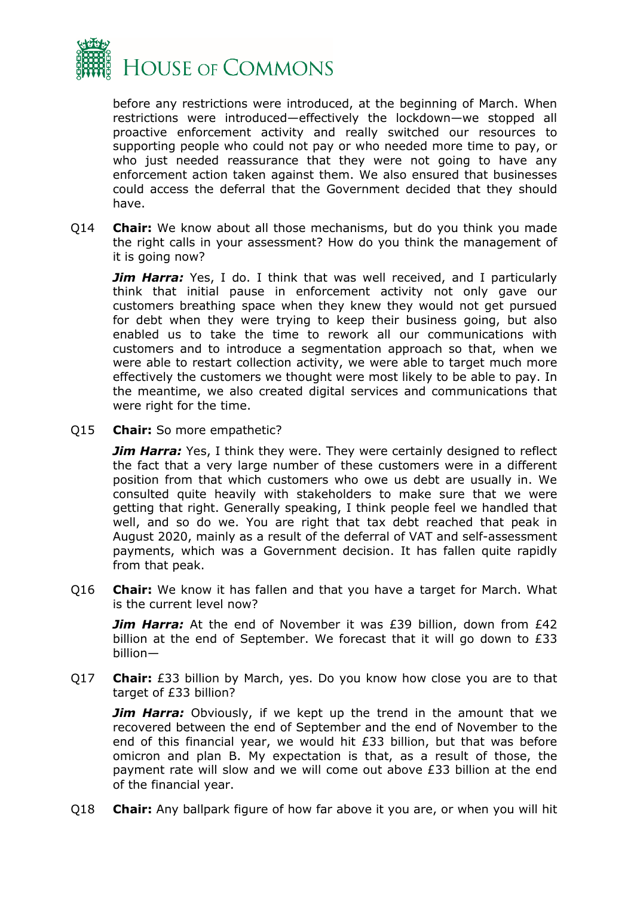before any restrictions were introduced, at the beginning of March. When restrictions were introduced—effectively the lockdown—we stopped all proactive enforcement activity and really switched our resources to supporting people who could not pay or who needed more time to pay, or who just needed reassurance that they were not going to have any enforcement action taken against them. We also ensured that businesses could access the deferral that the Government decided that they should have.

Q14 **Chair:** We know about all those mechanisms, but do you think you made the right calls in your assessment? How do you think the management of it is going now?

***Jim Harra:*** Yes, I do. I think that was well received, and I particularly think that initial pause in enforcement activity not only gave our customers breathing space when they knew they would not get pursued for debt when they were trying to keep their business going, but also enabled us to take the time to rework all our communications with customers and to introduce a segmentation approach so that, when we were able to restart collection activity, we were able to target much more effectively the customers we thought were most likely to be able to pay. In the meantime, we also created digital services and communications that were right for the time.

Q15 **Chair:** So more empathetic?

***Jim Harra:*** Yes, I think they were. They were certainly designed to reflect the fact that a very large number of these customers were in a different position from that which customers who owe us debt are usually in. We consulted quite heavily with stakeholders to make sure that we were getting that right. Generally speaking, I think people feel we handled that well, and so do we. You are right that tax debt reached that peak in August 2020, mainly as a result of the deferral of VAT and self-assessment payments, which was a Government decision. It has fallen quite rapidly from that peak.

Q16 **Chair:** We know it has fallen and that you have a target for March. What is the current level now?

***Jim Harra:*** At the end of November it was £39 billion, down from £42 billion at the end of September. We forecast that it will go down to £33 billion—

Q17 **Chair:** £33 billion by March, yes. Do you know how close you are to that target of £33 billion?

***Jim Harra:*** Obviously, if we kept up the trend in the amount that we recovered between the end of September and the end of November to the end of this financial year, we would hit £33 billion, but that was before omicron and plan B. My expectation is that, as a result of those, the payment rate will slow and we will come out above £33 billion at the end of the financial year.

Q18 **Chair:** Any ballpark figure of how far above it you are, or when you will hit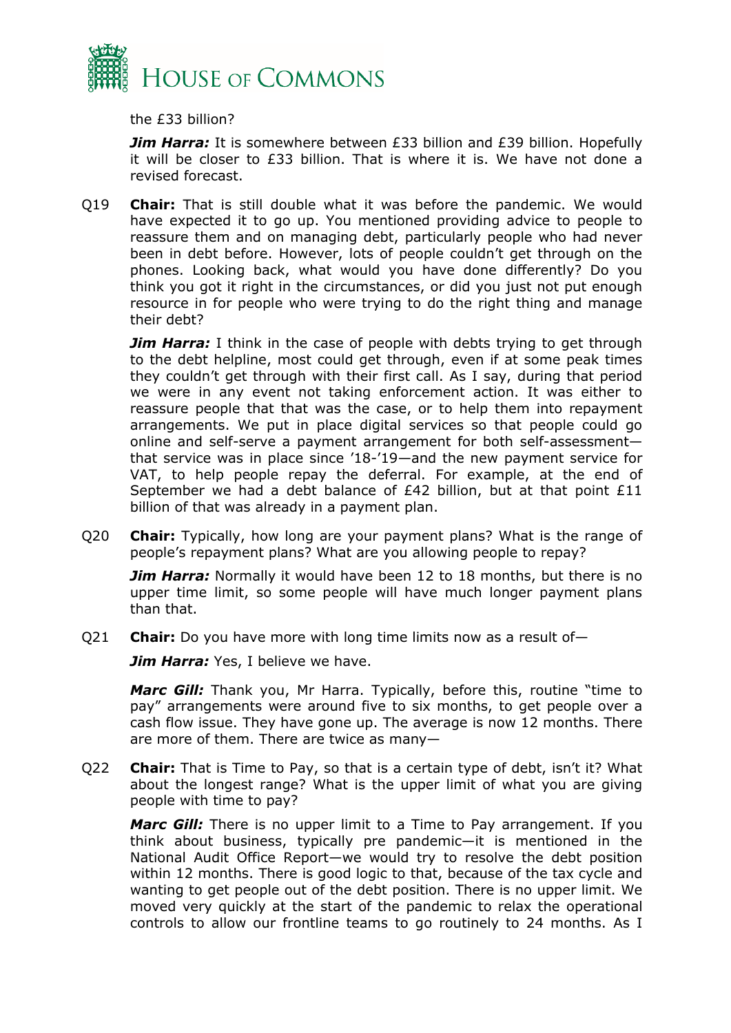the £33 billion?

***Jim Harra:*** It is somewhere between £33 billion and £39 billion. Hopefully it will be closer to £33 billion. That is where it is. We have not done a revised forecast.

Q19 **Chair:** That is still double what it was before the pandemic. We would have expected it to go up. You mentioned providing advice to people to reassure them and on managing debt, particularly people who had never been in debt before. However, lots of people couldn't get through on the phones. Looking back, what would you have done differently? Do you think you got it right in the circumstances, or did you just not put enough resource in for people who were trying to do the right thing and manage their debt?

***Jim Harra:*** I think in the case of people with debts trying to get through to the debt helpline, most could get through, even if at some peak times they couldn't get through with their first call. As I say, during that period we were in any event not taking enforcement action. It was either to reassure people that that was the case, or to help them into repayment arrangements. We put in place digital services so that people could go online and self-serve a payment arrangement for both self-assessment—that service was in place since '18-'19—and the new payment service for VAT, to help people repay the deferral. For example, at the end of September we had a debt balance of £42 billion, but at that point £11 billion of that was already in a payment plan.

Q20 **Chair:** Typically, how long are your payment plans? What is the range of people's repayment plans? What are you allowing people to repay?

***Jim Harra:*** Normally it would have been 12 to 18 months, but there is no upper time limit, so some people will have much longer payment plans than that.

Q21 **Chair:** Do you have more with long time limits now as a result of—

***Jim Harra:*** Yes, I believe we have.

***Marc Gill:*** Thank you, Mr Harra. Typically, before this, routine "time to pay" arrangements were around five to six months, to get people over a cash flow issue. They have gone up. The average is now 12 months. There are more of them. There are twice as many—

Q22 **Chair:** That is Time to Pay, so that is a certain type of debt, isn't it? What about the longest range? What is the upper limit of what you are giving people with time to pay?

***Marc Gill:*** There is no upper limit to a Time to Pay arrangement. If you think about business, typically pre pandemic—it is mentioned in the National Audit Office Report—we would try to resolve the debt position within 12 months. There is good logic to that, because of the tax cycle and wanting to get people out of the debt position. There is no upper limit. We moved very quickly at the start of the pandemic to relax the operational controls to allow our frontline teams to go routinely to 24 months. As I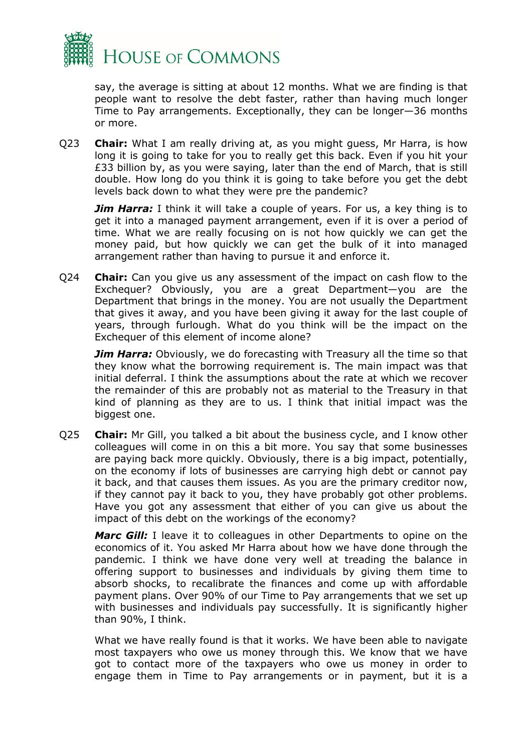say, the average is sitting at about 12 months. What we are finding is that people want to resolve the debt faster, rather than having much longer Time to Pay arrangements. Exceptionally, they can be longer—36 months or more.

Q23 **Chair:** What I am really driving at, as you might guess, Mr Harra, is how long it is going to take for you to really get this back. Even if you hit your £33 billion by, as you were saying, later than the end of March, that is still double. How long do you think it is going to take before you get the debt levels back down to what they were pre the pandemic?

***Jim Harra:*** I think it will take a couple of years. For us, a key thing is to get it into a managed payment arrangement, even if it is over a period of time. What we are really focusing on is not how quickly we can get the money paid, but how quickly we can get the bulk of it into managed arrangement rather than having to pursue it and enforce it.

Q24 **Chair:** Can you give us any assessment of the impact on cash flow to the Exchequer? Obviously, you are a great Department—you are the Department that brings in the money. You are not usually the Department that gives it away, and you have been giving it away for the last couple of years, through furlough. What do you think will be the impact on the Exchequer of this element of income alone?

***Jim Harra:*** Obviously, we do forecasting with Treasury all the time so that they know what the borrowing requirement is. The main impact was that initial deferral. I think the assumptions about the rate at which we recover the remainder of this are probably not as material to the Treasury in that kind of planning as they are to us. I think that initial impact was the biggest one.

Q25 **Chair:** Mr Gill, you talked a bit about the business cycle, and I know other colleagues will come in on this a bit more. You say that some businesses are paying back more quickly. Obviously, there is a big impact, potentially, on the economy if lots of businesses are carrying high debt or cannot pay it back, and that causes them issues. As you are the primary creditor now, if they cannot pay it back to you, they have probably got other problems. Have you got any assessment that either of you can give us about the impact of this debt on the workings of the economy?

***Marc Gill:*** I leave it to colleagues in other Departments to opine on the economics of it. You asked Mr Harra about how we have done through the pandemic. I think we have done very well at treading the balance in offering support to businesses and individuals by giving them time to absorb shocks, to recalibrate the finances and come up with affordable payment plans. Over 90% of our Time to Pay arrangements that we set up with businesses and individuals pay successfully. It is significantly higher than 90%, I think.

What we have really found is that it works. We have been able to navigate most taxpayers who owe us money through this. We know that we have got to contact more of the taxpayers who owe us money in order to engage them in Time to Pay arrangements or in payment, but it is a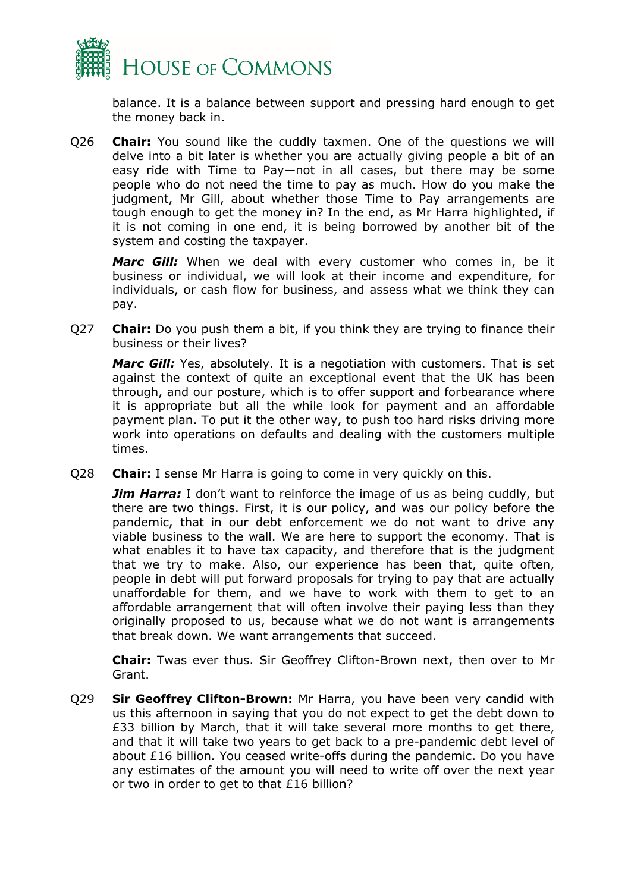balance. It is a balance between support and pressing hard enough to get the money back in.

Q26 **Chair:** You sound like the cuddly taxmen. One of the questions we will delve into a bit later is whether you are actually giving people a bit of an easy ride with Time to Pay—not in all cases, but there may be some people who do not need the time to pay as much. How do you make the judgment, Mr Gill, about whether those Time to Pay arrangements are tough enough to get the money in? In the end, as Mr Harra highlighted, if it is not coming in one end, it is being borrowed by another bit of the system and costing the taxpayer.

***Marc Gill:*** When we deal with every customer who comes in, be it business or individual, we will look at their income and expenditure, for individuals, or cash flow for business, and assess what we think they can pay.

Q27 **Chair:** Do you push them a bit, if you think they are trying to finance their business or their lives?

***Marc Gill:*** Yes, absolutely. It is a negotiation with customers. That is set against the context of quite an exceptional event that the UK has been through, and our posture, which is to offer support and forbearance where it is appropriate but all the while look for payment and an affordable payment plan. To put it the other way, to push too hard risks driving more work into operations on defaults and dealing with the customers multiple times.

Q28 **Chair:** I sense Mr Harra is going to come in very quickly on this.

***Jim Harra:*** I don't want to reinforce the image of us as being cuddly, but there are two things. First, it is our policy, and was our policy before the pandemic, that in our debt enforcement we do not want to drive any viable business to the wall. We are here to support the economy. That is what enables it to have tax capacity, and therefore that is the judgment that we try to make. Also, our experience has been that, quite often, people in debt will put forward proposals for trying to pay that are actually unaffordable for them, and we have to work with them to get to an affordable arrangement that will often involve their paying less than they originally proposed to us, because what we do not want is arrangements that break down. We want arrangements that succeed.

**Chair:** Twas ever thus. Sir Geoffrey Clifton-Brown next, then over to Mr Grant.

Q29 **Sir Geoffrey Clifton-Brown:** Mr Harra, you have been very candid with us this afternoon in saying that you do not expect to get the debt down to £33 billion by March, that it will take several more months to get there, and that it will take two years to get back to a pre-pandemic debt level of about £16 billion. You ceased write-offs during the pandemic. Do you have any estimates of the amount you will need to write off over the next year or two in order to get to that £16 billion?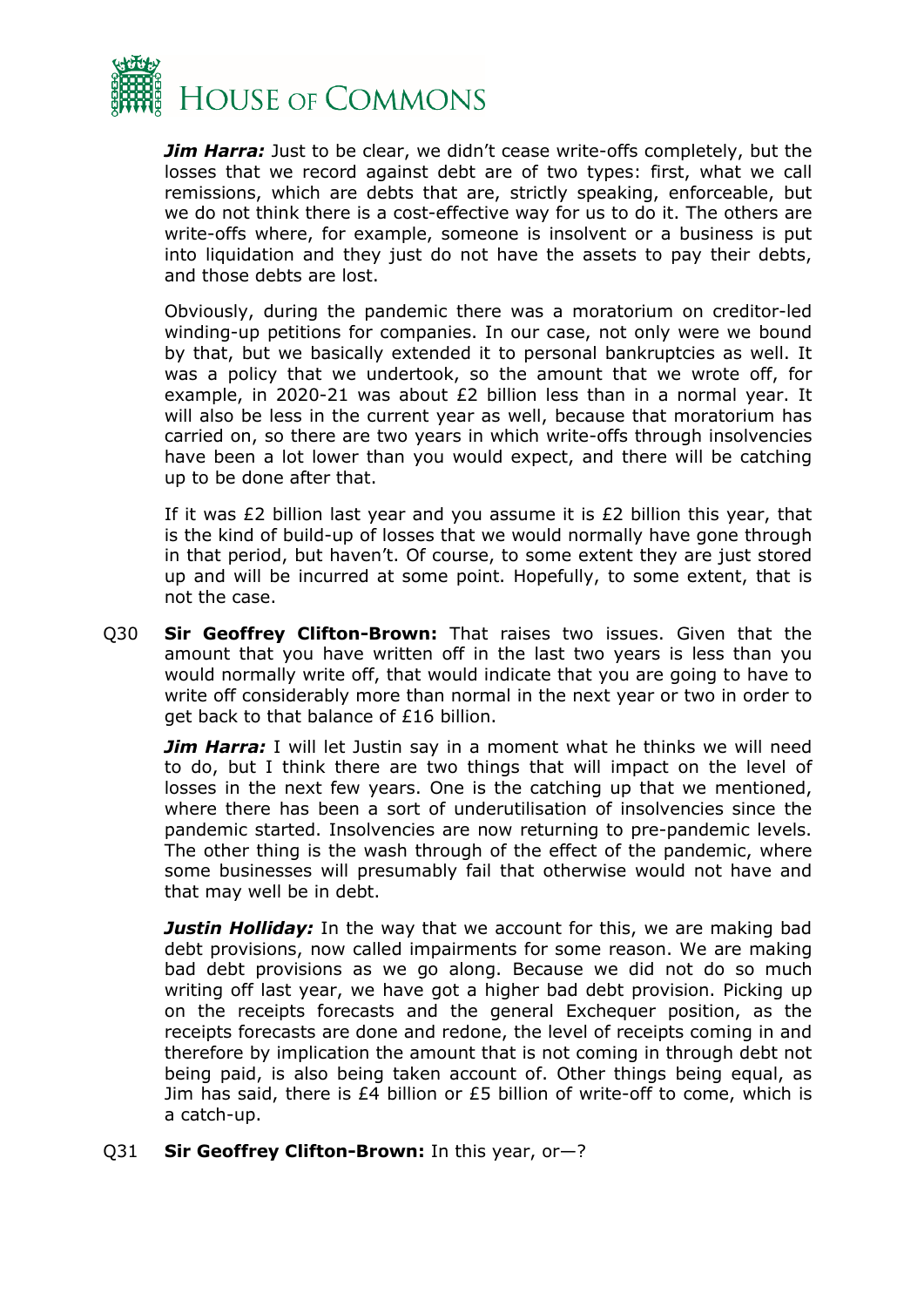***Jim Harra:*** Just to be clear, we didn't cease write-offs completely, but the losses that we record against debt are of two types: first, what we call remissions, which are debts that are, strictly speaking, enforceable, but we do not think there is a cost-effective way for us to do it. The others are write-offs where, for example, someone is insolvent or a business is put into liquidation and they just do not have the assets to pay their debts, and those debts are lost.

Obviously, during the pandemic there was a moratorium on creditor-led winding-up petitions for companies. In our case, not only were we bound by that, but we basically extended it to personal bankruptcies as well. It was a policy that we undertook, so the amount that we wrote off, for example, in 2020-21 was about £2 billion less than in a normal year. It will also be less in the current year as well, because that moratorium has carried on, so there are two years in which write-offs through insolvencies have been a lot lower than you would expect, and there will be catching up to be done after that.

If it was £2 billion last year and you assume it is £2 billion this year, that is the kind of build-up of losses that we would normally have gone through in that period, but haven't. Of course, to some extent they are just stored up and will be incurred at some point. Hopefully, to some extent, that is not the case.

Q30 **Sir Geoffrey Clifton-Brown:** That raises two issues. Given that the amount that you have written off in the last two years is less than you would normally write off, that would indicate that you are going to have to write off considerably more than normal in the next year or two in order to get back to that balance of £16 billion.

***Jim Harra:*** I will let Justin say in a moment what he thinks we will need to do, but I think there are two things that will impact on the level of losses in the next few years. One is the catching up that we mentioned, where there has been a sort of underutilisation of insolvencies since the pandemic started. Insolvencies are now returning to pre-pandemic levels. The other thing is the wash through of the effect of the pandemic, where some businesses will presumably fail that otherwise would not have and that may well be in debt.

***Justin Holliday:*** In the way that we account for this, we are making bad debt provisions, now called impairments for some reason. We are making bad debt provisions as we go along. Because we did not do so much writing off last year, we have got a higher bad debt provision. Picking up on the receipts forecasts and the general Exchequer position, as the receipts forecasts are done and redone, the level of receipts coming in and therefore by implication the amount that is not coming in through debt not being paid, is also being taken account of. Other things being equal, as Jim has said, there is £4 billion or £5 billion of write-off to come, which is a catch-up.

Q31 **Sir Geoffrey Clifton-Brown:** In this year, or—?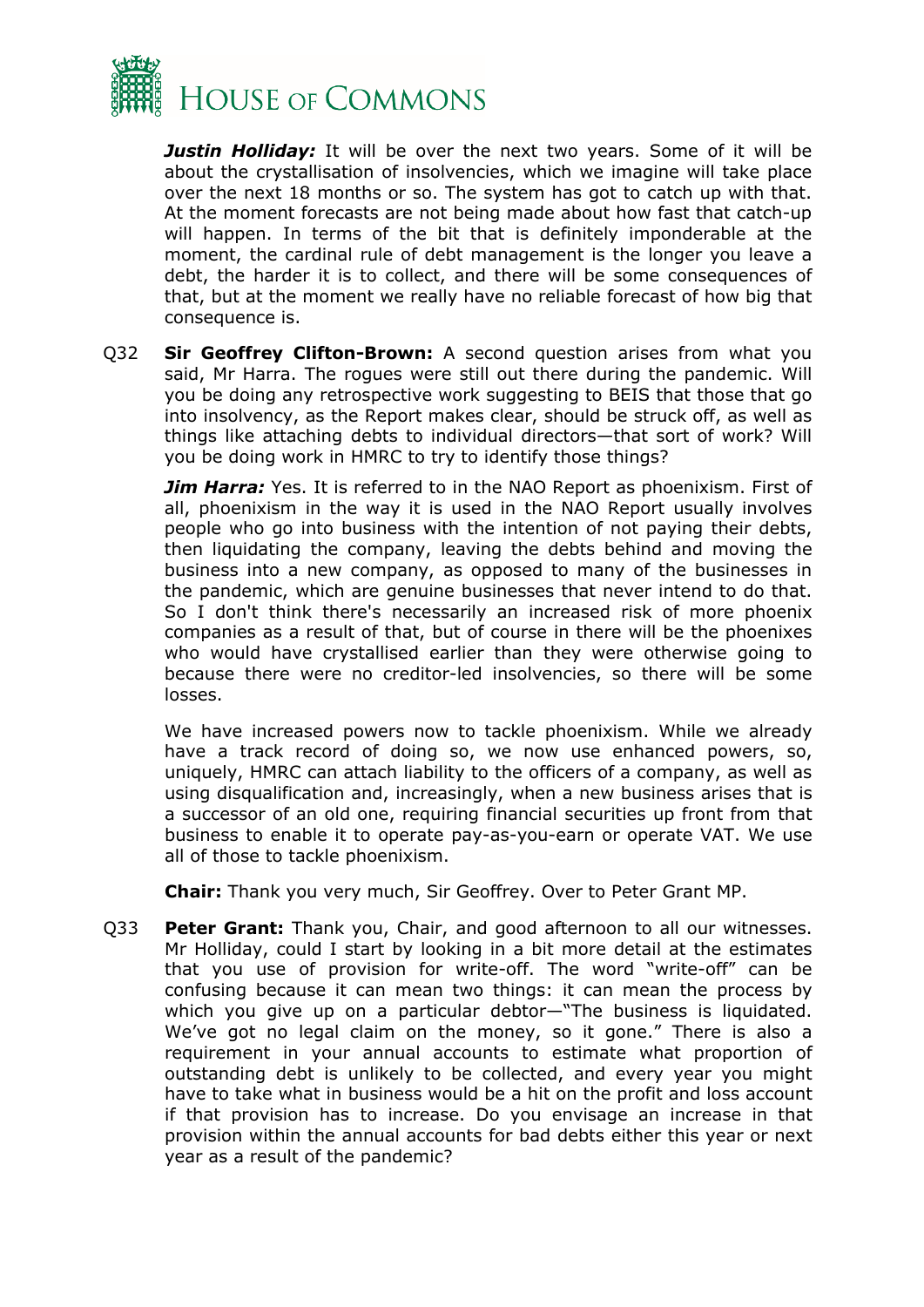***Justin Holliday:*** It will be over the next two years. Some of it will be about the crystallisation of insolvencies, which we imagine will take place over the next 18 months or so. The system has got to catch up with that. At the moment forecasts are not being made about how fast that catch-up will happen. In terms of the bit that is definitely imponderable at the moment, the cardinal rule of debt management is the longer you leave a debt, the harder it is to collect, and there will be some consequences of that, but at the moment we really have no reliable forecast of how big that consequence is.

Q32 **Sir Geoffrey Clifton-Brown:** A second question arises from what you said, Mr Harra. The rogues were still out there during the pandemic. Will you be doing any retrospective work suggesting to BEIS that those that go into insolvency, as the Report makes clear, should be struck off, as well as things like attaching debts to individual directors—that sort of work? Will you be doing work in HMRC to try to identify those things?

***Jim Harra:*** Yes. It is referred to in the NAO Report as phoenixism. First of all, phoenixism in the way it is used in the NAO Report usually involves people who go into business with the intention of not paying their debts, then liquidating the company, leaving the debts behind and moving the business into a new company, as opposed to many of the businesses in the pandemic, which are genuine businesses that never intend to do that. So I don't think there's necessarily an increased risk of more phoenix companies as a result of that, but of course in there will be the phoenixes who would have crystallised earlier than they were otherwise going to because there were no creditor-led insolvencies, so there will be some losses.

We have increased powers now to tackle phoenixism. While we already have a track record of doing so, we now use enhanced powers, so, uniquely, HMRC can attach liability to the officers of a company, as well as using disqualification and, increasingly, when a new business arises that is a successor of an old one, requiring financial securities up front from that business to enable it to operate pay-as-you-earn or operate VAT. We use all of those to tackle phoenixism.

**Chair:** Thank you very much, Sir Geoffrey. Over to Peter Grant MP.

Q33 **Peter Grant:** Thank you, Chair, and good afternoon to all our witnesses. Mr Holliday, could I start by looking in a bit more detail at the estimates that you use of provision for write-off. The word "write-off" can be confusing because it can mean two things: it can mean the process by which you give up on a particular debtor—"The business is liquidated. We've got no legal claim on the money, so it gone." There is also a requirement in your annual accounts to estimate what proportion of outstanding debt is unlikely to be collected, and every year you might have to take what in business would be a hit on the profit and loss account if that provision has to increase. Do you envisage an increase in that provision within the annual accounts for bad debts either this year or next year as a result of the pandemic?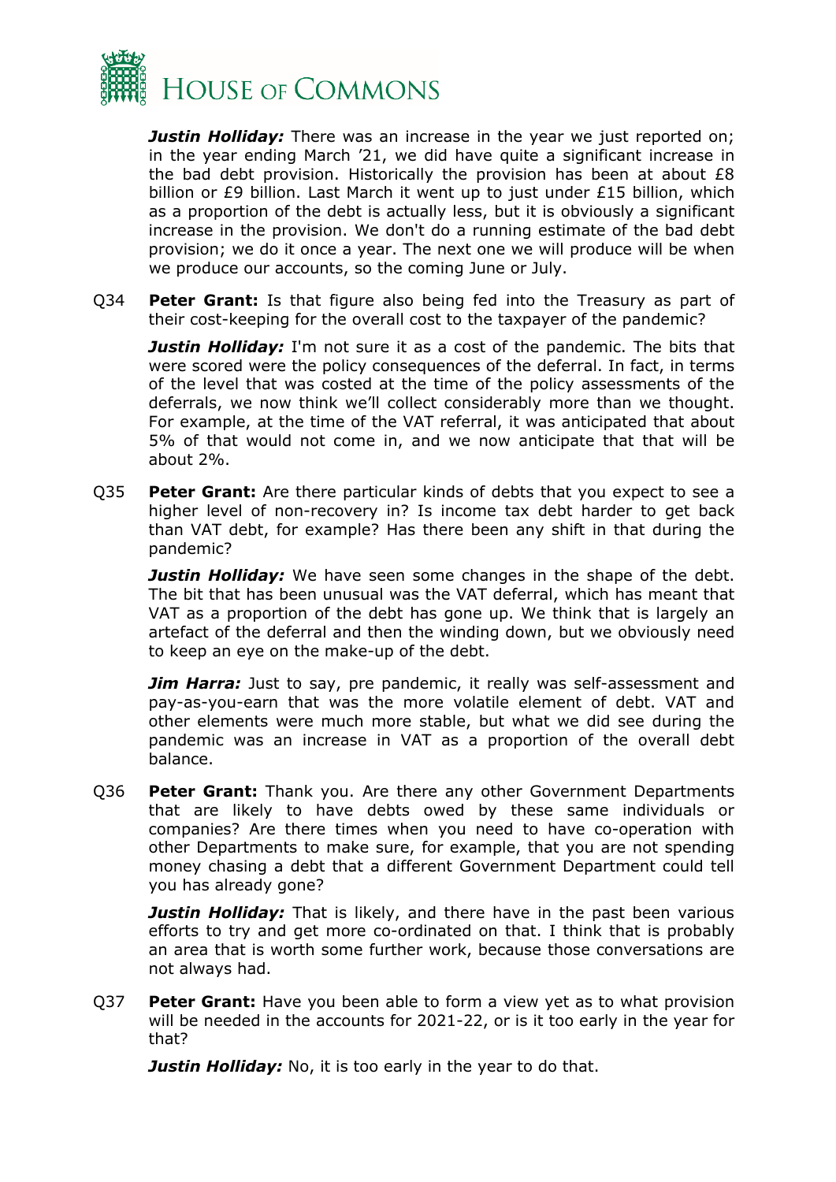***Justin Holliday:*** There was an increase in the year we just reported on; in the year ending March '21, we did have quite a significant increase in the bad debt provision. Historically the provision has been at about £8 billion or £9 billion. Last March it went up to just under £15 billion, which as a proportion of the debt is actually less, but it is obviously a significant increase in the provision. We don't do a running estimate of the bad debt provision; we do it once a year. The next one we will produce will be when we produce our accounts, so the coming June or July.

Q34 **Peter Grant:** Is that figure also being fed into the Treasury as part of their cost-keeping for the overall cost to the taxpayer of the pandemic?

***Justin Holliday:*** I'm not sure it as a cost of the pandemic. The bits that were scored were the policy consequences of the deferral. In fact, in terms of the level that was costed at the time of the policy assessments of the deferrals, we now think we'll collect considerably more than we thought. For example, at the time of the VAT referral, it was anticipated that about 5% of that would not come in, and we now anticipate that that will be about 2%.

Q35 **Peter Grant:** Are there particular kinds of debts that you expect to see a higher level of non-recovery in? Is income tax debt harder to get back than VAT debt, for example? Has there been any shift in that during the pandemic?

***Justin Holliday:*** We have seen some changes in the shape of the debt. The bit that has been unusual was the VAT deferral, which has meant that VAT as a proportion of the debt has gone up. We think that is largely an artefact of the deferral and then the winding down, but we obviously need to keep an eye on the make-up of the debt.

***Jim Harra:*** Just to say, pre pandemic, it really was self-assessment and pay-as-you-earn that was the more volatile element of debt. VAT and other elements were much more stable, but what we did see during the pandemic was an increase in VAT as a proportion of the overall debt balance.

Q36 **Peter Grant:** Thank you. Are there any other Government Departments that are likely to have debts owed by these same individuals or companies? Are there times when you need to have co-operation with other Departments to make sure, for example, that you are not spending money chasing a debt that a different Government Department could tell you has already gone?

***Justin Holliday:*** That is likely, and there have in the past been various efforts to try and get more co-ordinated on that. I think that is probably an area that is worth some further work, because those conversations are not always had.

Q37 **Peter Grant:** Have you been able to form a view yet as to what provision will be needed in the accounts for 2021-22, or is it too early in the year for that?

***Justin Holliday:*** No, it is too early in the year to do that.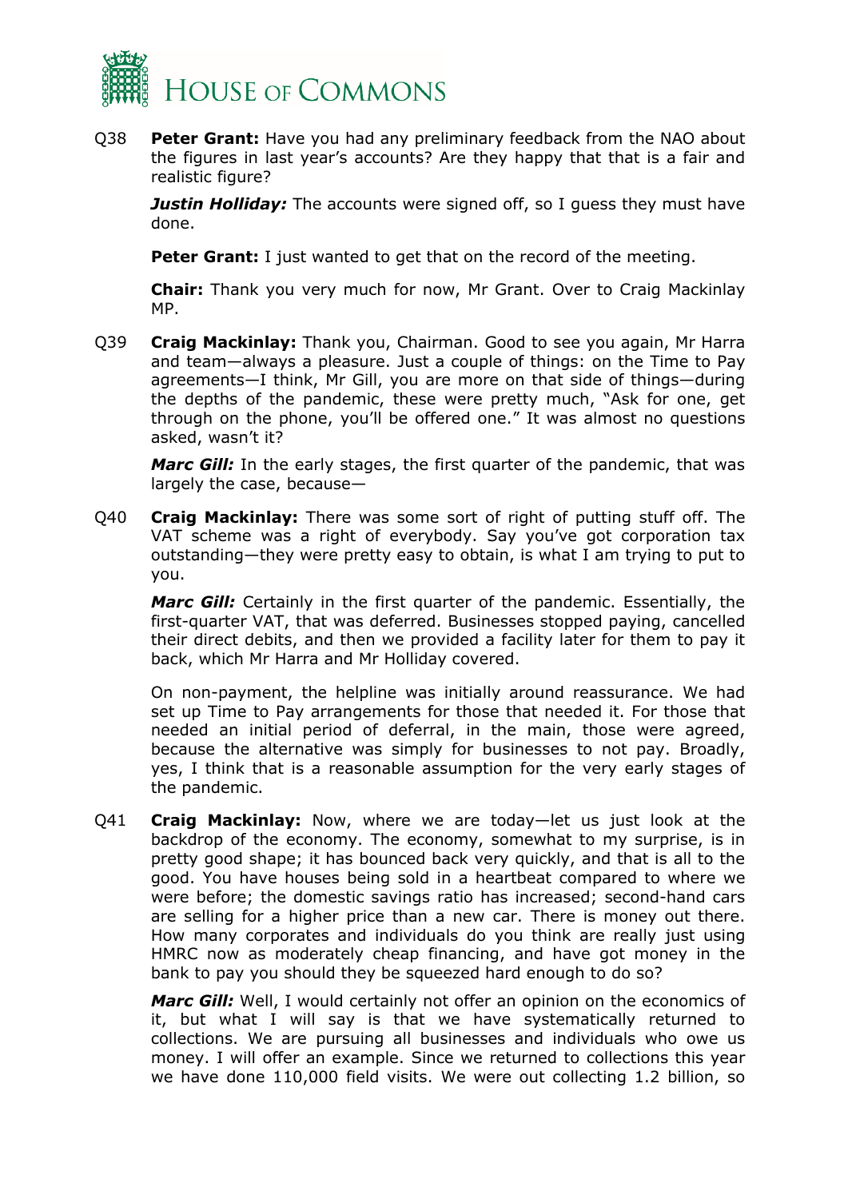Q38 **Peter Grant:** Have you had any preliminary feedback from the NAO about the figures in last year's accounts? Are they happy that that is a fair and realistic figure?

***Justin Holliday:*** The accounts were signed off, so I guess they must have done.

**Peter Grant:** I just wanted to get that on the record of the meeting.

**Chair:** Thank you very much for now, Mr Grant. Over to Craig Mackinlay MP.

Q39 **Craig Mackinlay:** Thank you, Chairman. Good to see you again, Mr Harra and team—always a pleasure. Just a couple of things: on the Time to Pay agreements—I think, Mr Gill, you are more on that side of things—during the depths of the pandemic, these were pretty much, "Ask for one, get through on the phone, you'll be offered one." It was almost no questions asked, wasn't it?

***Marc Gill:*** In the early stages, the first quarter of the pandemic, that was largely the case, because—

Q40 **Craig Mackinlay:** There was some sort of right of putting stuff off. The VAT scheme was a right of everybody. Say you've got corporation tax outstanding—they were pretty easy to obtain, is what I am trying to put to you.

***Marc Gill:*** Certainly in the first quarter of the pandemic. Essentially, the first-quarter VAT, that was deferred. Businesses stopped paying, cancelled their direct debits, and then we provided a facility later for them to pay it back, which Mr Harra and Mr Holliday covered.

On non-payment, the helpline was initially around reassurance. We had set up Time to Pay arrangements for those that needed it. For those that needed an initial period of deferral, in the main, those were agreed, because the alternative was simply for businesses to not pay. Broadly, yes, I think that is a reasonable assumption for the very early stages of the pandemic.

Q41 **Craig Mackinlay:** Now, where we are today—let us just look at the backdrop of the economy. The economy, somewhat to my surprise, is in pretty good shape; it has bounced back very quickly, and that is all to the good. You have houses being sold in a heartbeat compared to where we were before; the domestic savings ratio has increased; second-hand cars are selling for a higher price than a new car. There is money out there. How many corporates and individuals do you think are really just using HMRC now as moderately cheap financing, and have got money in the bank to pay you should they be squeezed hard enough to do so?

***Marc Gill:*** Well, I would certainly not offer an opinion on the economics of it, but what I will say is that we have systematically returned to collections. We are pursuing all businesses and individuals who owe us money. I will offer an example. Since we returned to collections this year we have done 110,000 field visits. We were out collecting 1.2 billion, so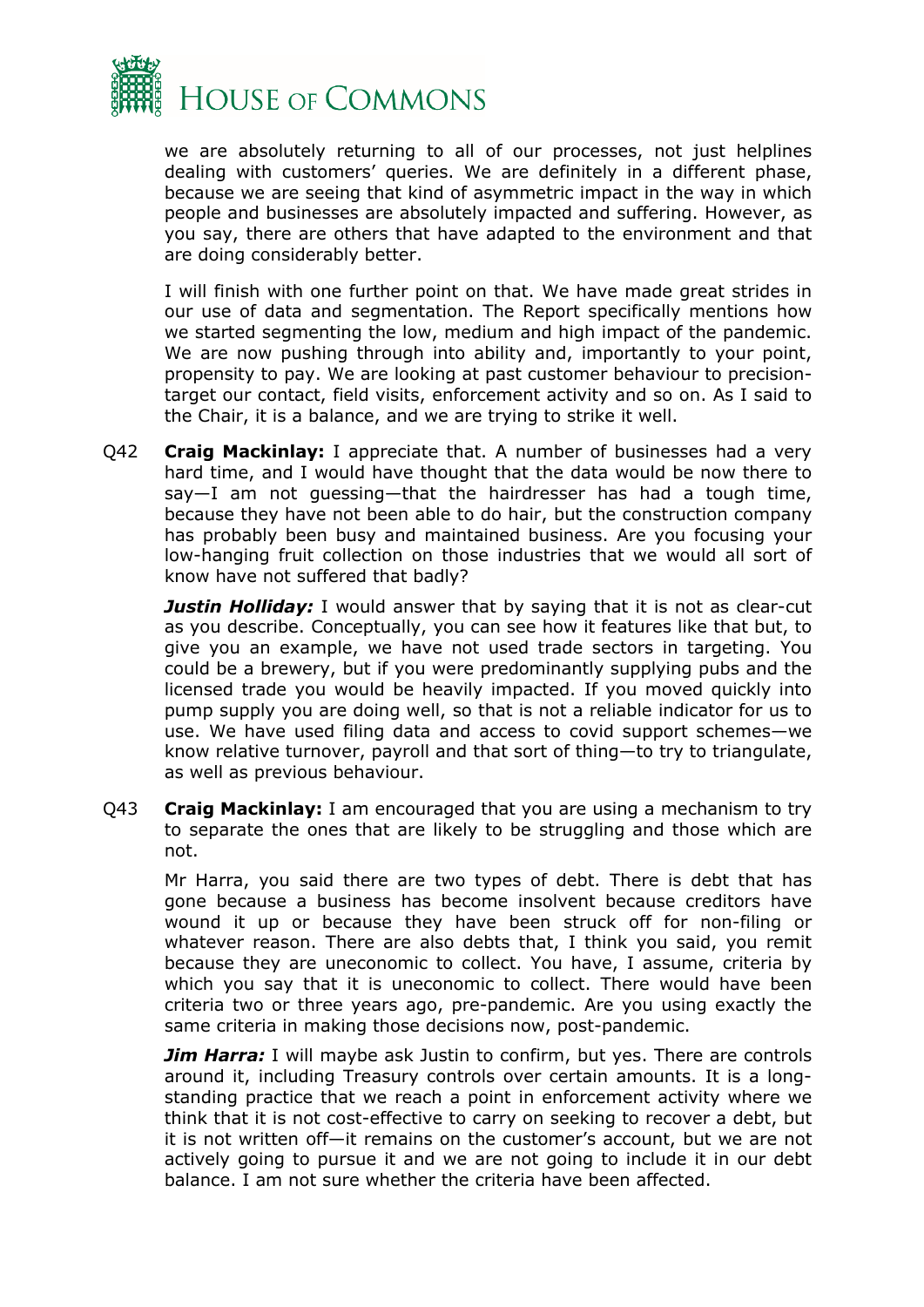we are absolutely returning to all of our processes, not just helplines dealing with customers' queries. We are definitely in a different phase, because we are seeing that kind of asymmetric impact in the way in which people and businesses are absolutely impacted and suffering. However, as you say, there are others that have adapted to the environment and that are doing considerably better.

I will finish with one further point on that. We have made great strides in our use of data and segmentation. The Report specifically mentions how we started segmenting the low, medium and high impact of the pandemic. We are now pushing through into ability and, importantly to your point, propensity to pay. We are looking at past customer behaviour to precision-target our contact, field visits, enforcement activity and so on. As I said to the Chair, it is a balance, and we are trying to strike it well.

Q42 **Craig Mackinlay:** I appreciate that. A number of businesses had a very hard time, and I would have thought that the data would be now there to say—I am not guessing—that the hairdresser has had a tough time, because they have not been able to do hair, but the construction company has probably been busy and maintained business. Are you focusing your low-hanging fruit collection on those industries that we would all sort of know have not suffered that badly?

***Justin Holliday:*** I would answer that by saying that it is not as clear-cut as you describe. Conceptually, you can see how it features like that but, to give you an example, we have not used trade sectors in targeting. You could be a brewery, but if you were predominantly supplying pubs and the licensed trade you would be heavily impacted. If you moved quickly into pump supply you are doing well, so that is not a reliable indicator for us to use. We have used filing data and access to covid support schemes—we know relative turnover, payroll and that sort of thing—to try to triangulate, as well as previous behaviour.

Q43 **Craig Mackinlay:** I am encouraged that you are using a mechanism to try to separate the ones that are likely to be struggling and those which are not.

Mr Harra, you said there are two types of debt. There is debt that has gone because a business has become insolvent because creditors have wound it up or because they have been struck off for non-filing or whatever reason. There are also debts that, I think you said, you remit because they are uneconomic to collect. You have, I assume, criteria by which you say that it is uneconomic to collect. There would have been criteria two or three years ago, pre-pandemic. Are you using exactly the same criteria in making those decisions now, post-pandemic.

***Jim Harra:*** I will maybe ask Justin to confirm, but yes. There are controls around it, including Treasury controls over certain amounts. It is a long-standing practice that we reach a point in enforcement activity where we think that it is not cost-effective to carry on seeking to recover a debt, but it is not written off—it remains on the customer's account, but we are not actively going to pursue it and we are not going to include it in our debt balance. I am not sure whether the criteria have been affected.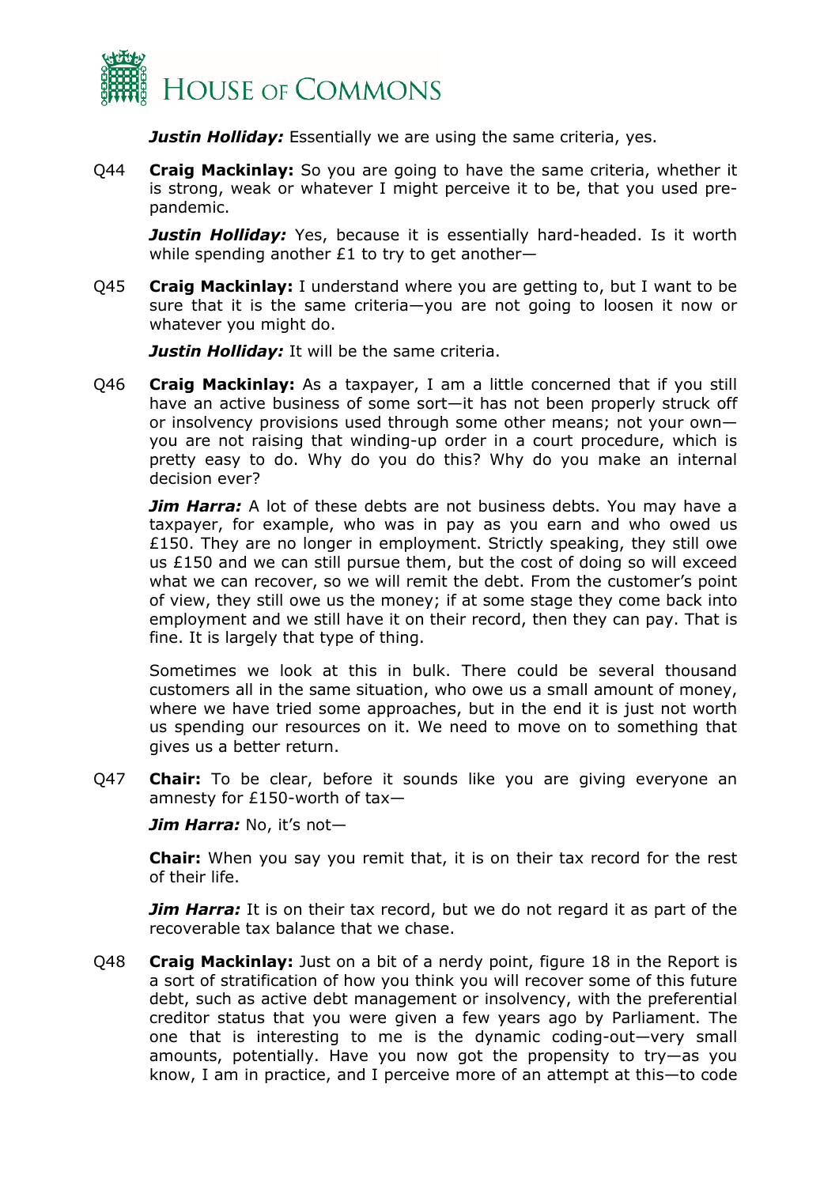***Justin Holliday:*** Essentially we are using the same criteria, yes.

Q44 **Craig Mackinlay:** So you are going to have the same criteria, whether it is strong, weak or whatever I might perceive it to be, that you used pre-pandemic.

***Justin Holliday:*** Yes, because it is essentially hard-headed. Is it worth while spending another £1 to try to get another—

Q45 **Craig Mackinlay:** I understand where you are getting to, but I want to be sure that it is the same criteria—you are not going to loosen it now or whatever you might do.

***Justin Holliday:*** It will be the same criteria.

Q46 **Craig Mackinlay:** As a taxpayer, I am a little concerned that if you still have an active business of some sort—it has not been properly struck off or insolvency provisions used through some other means; not your own—you are not raising that winding-up order in a court procedure, which is pretty easy to do. Why do you do this? Why do you make an internal decision ever?

***Jim Harra:*** A lot of these debts are not business debts. You may have a taxpayer, for example, who was in pay as you earn and who owed us £150. They are no longer in employment. Strictly speaking, they still owe us £150 and we can still pursue them, but the cost of doing so will exceed what we can recover, so we will remit the debt. From the customer's point of view, they still owe us the money; if at some stage they come back into employment and we still have it on their record, then they can pay. That is fine. It is largely that type of thing.

Sometimes we look at this in bulk. There could be several thousand customers all in the same situation, who owe us a small amount of money, where we have tried some approaches, but in the end it is just not worth us spending our resources on it. We need to move on to something that gives us a better return.

Q47 **Chair:** To be clear, before it sounds like you are giving everyone an amnesty for £150-worth of tax—

***Jim Harra:*** No, it's not—

**Chair:** When you say you remit that, it is on their tax record for the rest of their life.

***Jim Harra:*** It is on their tax record, but we do not regard it as part of the recoverable tax balance that we chase.

Q48 **Craig Mackinlay:** Just on a bit of a nerdy point, figure 18 in the Report is a sort of stratification of how you think you will recover some of this future debt, such as active debt management or insolvency, with the preferential creditor status that you were given a few years ago by Parliament. The one that is interesting to me is the dynamic coding-out—very small amounts, potentially. Have you now got the propensity to try—as you know, I am in practice, and I perceive more of an attempt at this—to code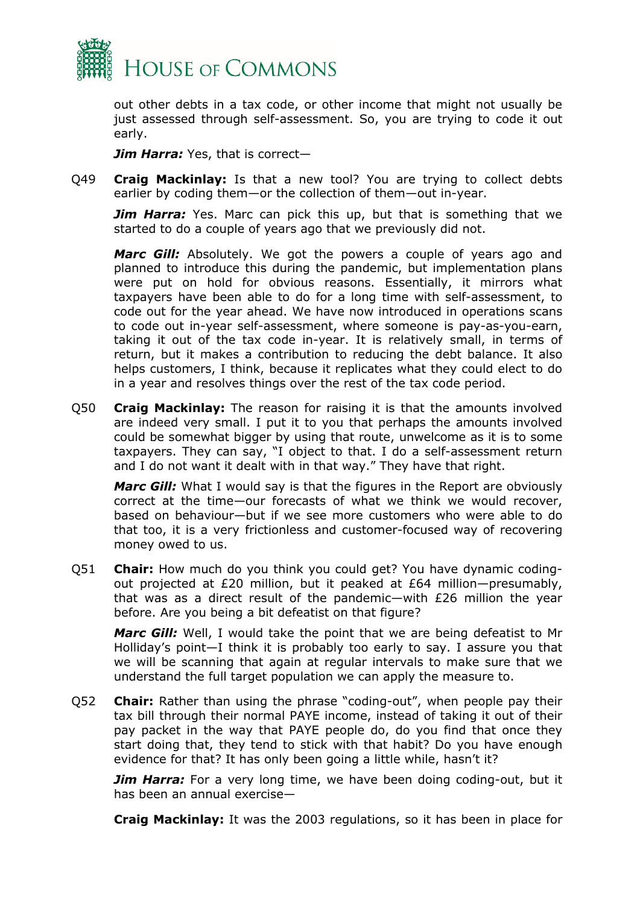out other debts in a tax code, or other income that might not usually be just assessed through self-assessment. So, you are trying to code it out early.

***Jim Harra:*** Yes, that is correct—

Q49 **Craig Mackinlay:** Is that a new tool? You are trying to collect debts earlier by coding them—or the collection of them—out in-year.

***Jim Harra:*** Yes. Marc can pick this up, but that is something that we started to do a couple of years ago that we previously did not.

***Marc Gill:*** Absolutely. We got the powers a couple of years ago and planned to introduce this during the pandemic, but implementation plans were put on hold for obvious reasons. Essentially, it mirrors what taxpayers have been able to do for a long time with self-assessment, to code out for the year ahead. We have now introduced in operations scans to code out in-year self-assessment, where someone is pay-as-you-earn, taking it out of the tax code in-year. It is relatively small, in terms of return, but it makes a contribution to reducing the debt balance. It also helps customers, I think, because it replicates what they could elect to do in a year and resolves things over the rest of the tax code period.

Q50 **Craig Mackinlay:** The reason for raising it is that the amounts involved are indeed very small. I put it to you that perhaps the amounts involved could be somewhat bigger by using that route, unwelcome as it is to some taxpayers. They can say, "I object to that. I do a self-assessment return and I do not want it dealt with in that way." They have that right.

***Marc Gill:*** What I would say is that the figures in the Report are obviously correct at the time—our forecasts of what we think we would recover, based on behaviour—but if we see more customers who were able to do that too, it is a very frictionless and customer-focused way of recovering money owed to us.

Q51 **Chair:** How much do you think you could get? You have dynamic coding-out projected at £20 million, but it peaked at £64 million—presumably, that was as a direct result of the pandemic—with £26 million the year before. Are you being a bit defeatist on that figure?

***Marc Gill:*** Well, I would take the point that we are being defeatist to Mr Holliday's point—I think it is probably too early to say. I assure you that we will be scanning that again at regular intervals to make sure that we understand the full target population we can apply the measure to.

Q52 **Chair:** Rather than using the phrase "coding-out", when people pay their tax bill through their normal PAYE income, instead of taking it out of their pay packet in the way that PAYE people do, do you find that once they start doing that, they tend to stick with that habit? Do you have enough evidence for that? It has only been going a little while, hasn't it?

***Jim Harra:*** For a very long time, we have been doing coding-out, but it has been an annual exercise—

**Craig Mackinlay:** It was the 2003 regulations, so it has been in place for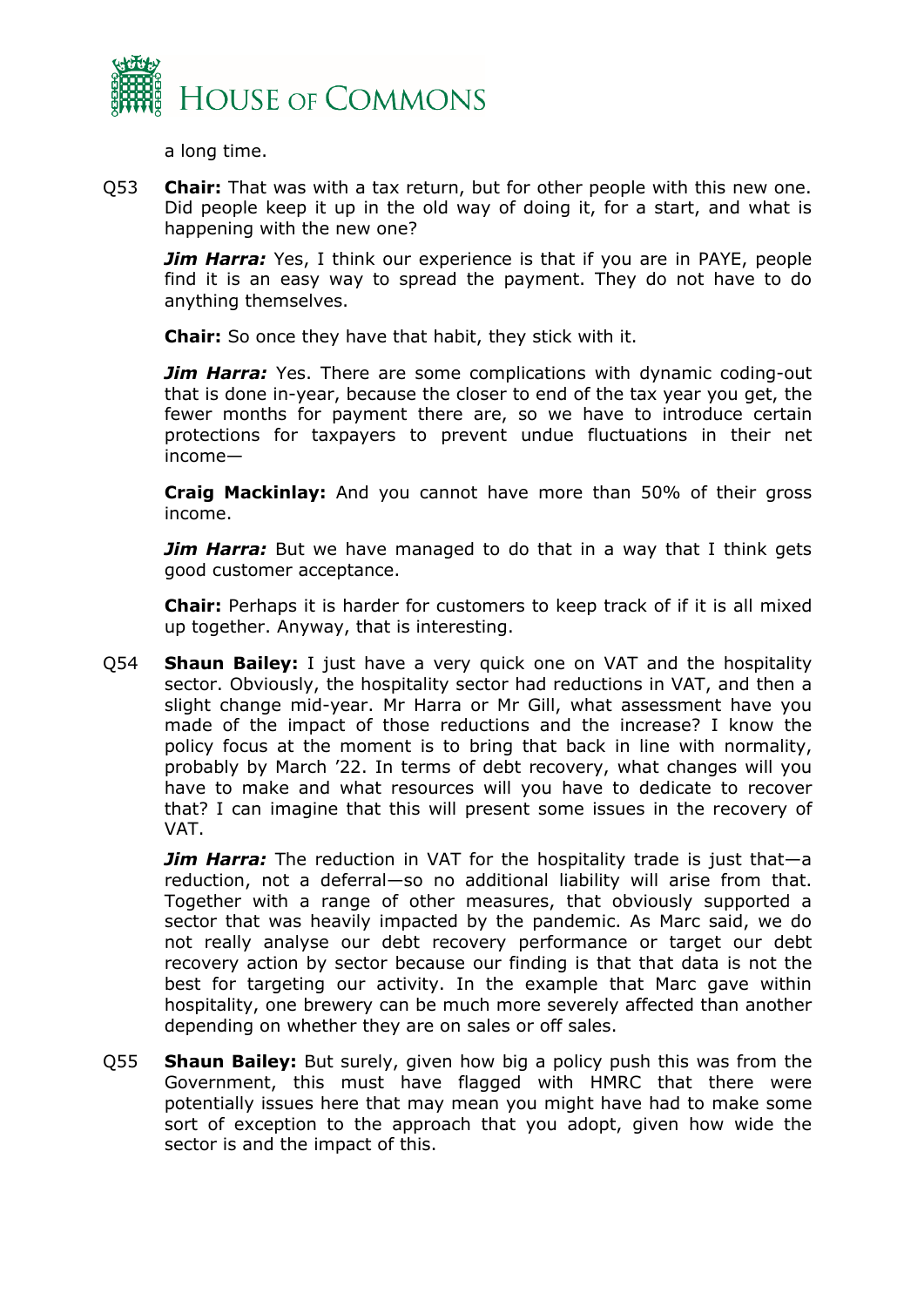a long time.

Q53 **Chair:** That was with a tax return, but for other people with this new one. Did people keep it up in the old way of doing it, for a start, and what is happening with the new one?

***Jim Harra:*** Yes, I think our experience is that if you are in PAYE, people find it is an easy way to spread the payment. They do not have to do anything themselves.

**Chair:** So once they have that habit, they stick with it.

***Jim Harra:*** Yes. There are some complications with dynamic coding-out that is done in-year, because the closer to end of the tax year you get, the fewer months for payment there are, so we have to introduce certain protections for taxpayers to prevent undue fluctuations in their net income—

**Craig Mackinlay:** And you cannot have more than 50% of their gross income.

***Jim Harra:*** But we have managed to do that in a way that I think gets good customer acceptance.

**Chair:** Perhaps it is harder for customers to keep track of if it is all mixed up together. Anyway, that is interesting.

Q54 **Shaun Bailey:** I just have a very quick one on VAT and the hospitality sector. Obviously, the hospitality sector had reductions in VAT, and then a slight change mid-year. Mr Harra or Mr Gill, what assessment have you made of the impact of those reductions and the increase? I know the policy focus at the moment is to bring that back in line with normality, probably by March '22. In terms of debt recovery, what changes will you have to make and what resources will you have to dedicate to recover that? I can imagine that this will present some issues in the recovery of VAT.

***Jim Harra:*** The reduction in VAT for the hospitality trade is just that—a reduction, not a deferral—so no additional liability will arise from that. Together with a range of other measures, that obviously supported a sector that was heavily impacted by the pandemic. As Marc said, we do not really analyse our debt recovery performance or target our debt recovery action by sector because our finding is that that data is not the best for targeting our activity. In the example that Marc gave within hospitality, one brewery can be much more severely affected than another depending on whether they are on sales or off sales.

Q55 **Shaun Bailey:** But surely, given how big a policy push this was from the Government, this must have flagged with HMRC that there were potentially issues here that may mean you might have had to make some sort of exception to the approach that you adopt, given how wide the sector is and the impact of this.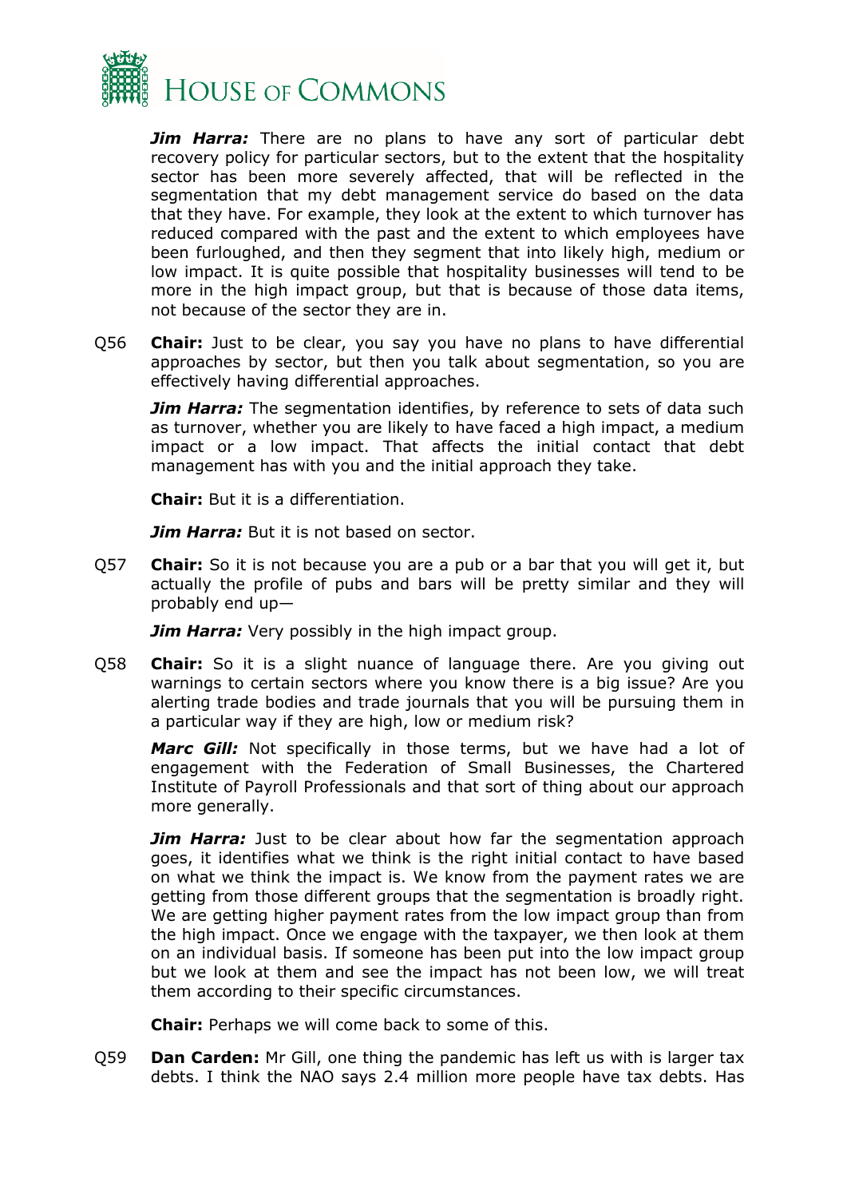***Jim Harra:*** There are no plans to have any sort of particular debt recovery policy for particular sectors, but to the extent that the hospitality sector has been more severely affected, that will be reflected in the segmentation that my debt management service do based on the data that they have. For example, they look at the extent to which turnover has reduced compared with the past and the extent to which employees have been furloughed, and then they segment that into likely high, medium or low impact. It is quite possible that hospitality businesses will tend to be more in the high impact group, but that is because of those data items, not because of the sector they are in.

Q56 **Chair:** Just to be clear, you say you have no plans to have differential approaches by sector, but then you talk about segmentation, so you are effectively having differential approaches.

***Jim Harra:*** The segmentation identifies, by reference to sets of data such as turnover, whether you are likely to have faced a high impact, a medium impact or a low impact. That affects the initial contact that debt management has with you and the initial approach they take.

**Chair:** But it is a differentiation.

***Jim Harra:*** But it is not based on sector.

Q57 **Chair:** So it is not because you are a pub or a bar that you will get it, but actually the profile of pubs and bars will be pretty similar and they will probably end up—

***Jim Harra:*** Very possibly in the high impact group.

Q58 **Chair:** So it is a slight nuance of language there. Are you giving out warnings to certain sectors where you know there is a big issue? Are you alerting trade bodies and trade journals that you will be pursuing them in a particular way if they are high, low or medium risk?

***Marc Gill:*** Not specifically in those terms, but we have had a lot of engagement with the Federation of Small Businesses, the Chartered Institute of Payroll Professionals and that sort of thing about our approach more generally.

***Jim Harra:*** Just to be clear about how far the segmentation approach goes, it identifies what we think is the right initial contact to have based on what we think the impact is. We know from the payment rates we are getting from those different groups that the segmentation is broadly right. We are getting higher payment rates from the low impact group than from the high impact. Once we engage with the taxpayer, we then look at them on an individual basis. If someone has been put into the low impact group but we look at them and see the impact has not been low, we will treat them according to their specific circumstances.

**Chair:** Perhaps we will come back to some of this.

Q59 **Dan Carden:** Mr Gill, one thing the pandemic has left us with is larger tax debts. I think the NAO says 2.4 million more people have tax debts. Has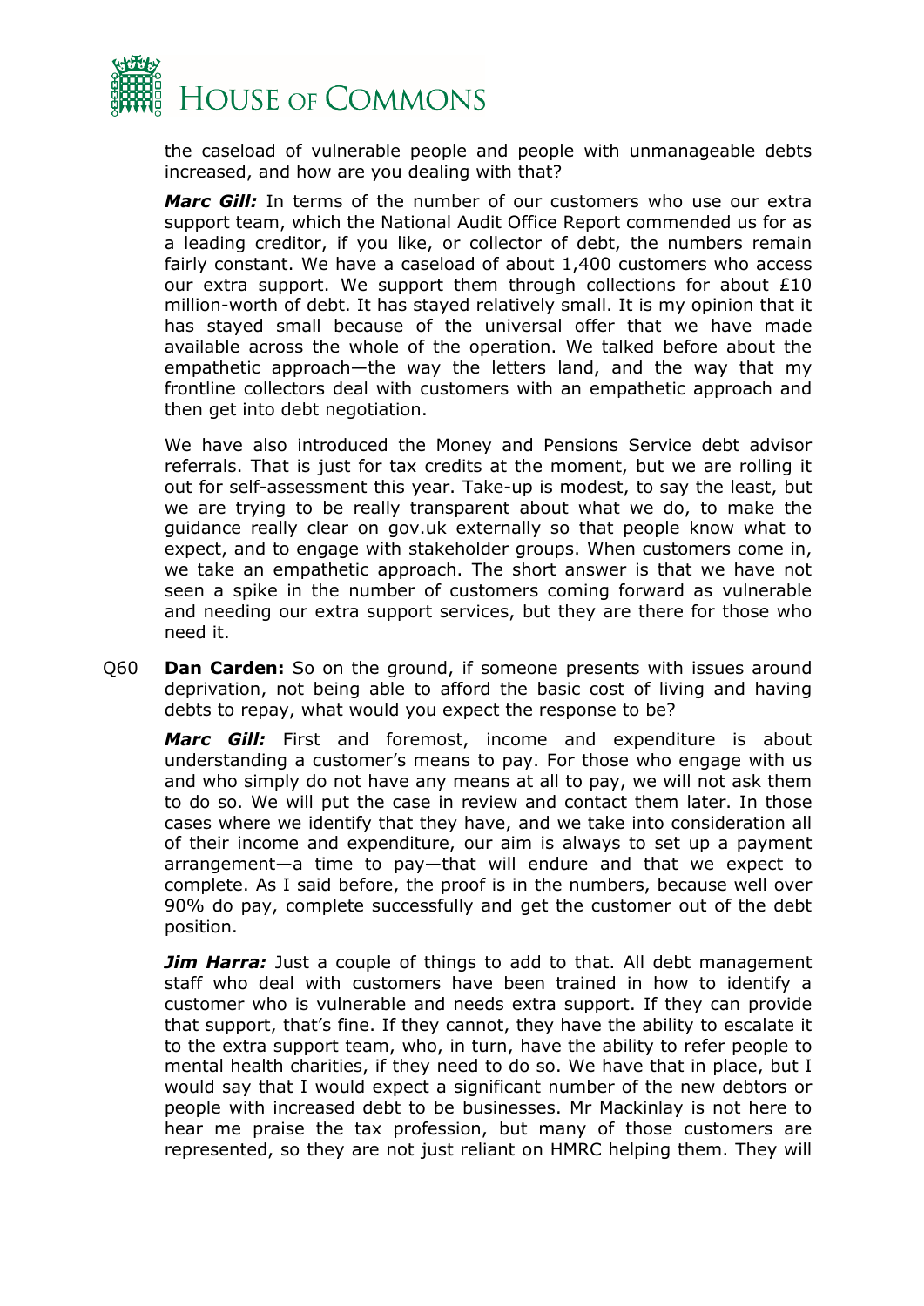the caseload of vulnerable people and people with unmanageable debts increased, and how are you dealing with that?

***Marc Gill:*** In terms of the number of our customers who use our extra support team, which the National Audit Office Report commended us for as a leading creditor, if you like, or collector of debt, the numbers remain fairly constant. We have a caseload of about 1,400 customers who access our extra support. We support them through collections for about £10 million-worth of debt. It has stayed relatively small. It is my opinion that it has stayed small because of the universal offer that we have made available across the whole of the operation. We talked before about the empathetic approach—the way the letters land, and the way that my frontline collectors deal with customers with an empathetic approach and then get into debt negotiation.

We have also introduced the Money and Pensions Service debt advisor referrals. That is just for tax credits at the moment, but we are rolling it out for self-assessment this year. Take-up is modest, to say the least, but we are trying to be really transparent about what we do, to make the guidance really clear on gov.uk externally so that people know what to expect, and to engage with stakeholder groups. When customers come in, we take an empathetic approach. The short answer is that we have not seen a spike in the number of customers coming forward as vulnerable and needing our extra support services, but they are there for those who need it.

Q60 **Dan Carden:** So on the ground, if someone presents with issues around deprivation, not being able to afford the basic cost of living and having debts to repay, what would you expect the response to be?

***Marc Gill:*** First and foremost, income and expenditure is about understanding a customer's means to pay. For those who engage with us and who simply do not have any means at all to pay, we will not ask them to do so. We will put the case in review and contact them later. In those cases where we identify that they have, and we take into consideration all of their income and expenditure, our aim is always to set up a payment arrangement—a time to pay—that will endure and that we expect to complete. As I said before, the proof is in the numbers, because well over 90% do pay, complete successfully and get the customer out of the debt position.

***Jim Harra:*** Just a couple of things to add to that. All debt management staff who deal with customers have been trained in how to identify a customer who is vulnerable and needs extra support. If they can provide that support, that's fine. If they cannot, they have the ability to escalate it to the extra support team, who, in turn, have the ability to refer people to mental health charities, if they need to do so. We have that in place, but I would say that I would expect a significant number of the new debtors or people with increased debt to be businesses. Mr Mackinlay is not here to hear me praise the tax profession, but many of those customers are represented, so they are not just reliant on HMRC helping them. They will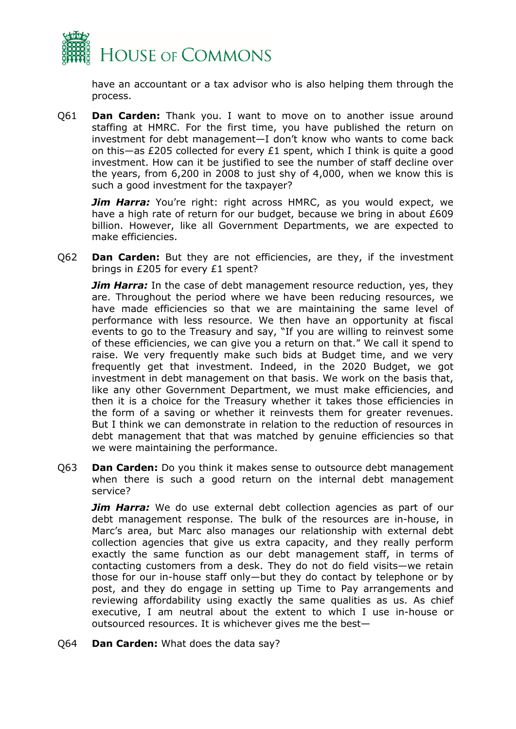have an accountant or a tax advisor who is also helping them through the process.

Q61 **Dan Carden:** Thank you. I want to move on to another issue around staffing at HMRC. For the first time, you have published the return on investment for debt management—I don't know who wants to come back on this—as £205 collected for every £1 spent, which I think is quite a good investment. How can it be justified to see the number of staff decline over the years, from 6,200 in 2008 to just shy of 4,000, when we know this is such a good investment for the taxpayer?

***Jim Harra:*** You're right: right across HMRC, as you would expect, we have a high rate of return for our budget, because we bring in about £609 billion. However, like all Government Departments, we are expected to make efficiencies.

Q62 **Dan Carden:** But they are not efficiencies, are they, if the investment brings in £205 for every £1 spent?

***Jim Harra:*** In the case of debt management resource reduction, yes, they are. Throughout the period where we have been reducing resources, we have made efficiencies so that we are maintaining the same level of performance with less resource. We then have an opportunity at fiscal events to go to the Treasury and say, "If you are willing to reinvest some of these efficiencies, we can give you a return on that." We call it spend to raise. We very frequently make such bids at Budget time, and we very frequently get that investment. Indeed, in the 2020 Budget, we got investment in debt management on that basis. We work on the basis that, like any other Government Department, we must make efficiencies, and then it is a choice for the Treasury whether it takes those efficiencies in the form of a saving or whether it reinvests them for greater revenues. But I think we can demonstrate in relation to the reduction of resources in debt management that that was matched by genuine efficiencies so that we were maintaining the performance.

Q63 **Dan Carden:** Do you think it makes sense to outsource debt management when there is such a good return on the internal debt management service?

***Jim Harra:*** We do use external debt collection agencies as part of our debt management response. The bulk of the resources are in-house, in Marc's area, but Marc also manages our relationship with external debt collection agencies that give us extra capacity, and they really perform exactly the same function as our debt management staff, in terms of contacting customers from a desk. They do not do field visits—we retain those for our in-house staff only—but they do contact by telephone or by post, and they do engage in setting up Time to Pay arrangements and reviewing affordability using exactly the same qualities as us. As chief executive, I am neutral about the extent to which I use in-house or outsourced resources. It is whichever gives me the best—

Q64 **Dan Carden:** What does the data say?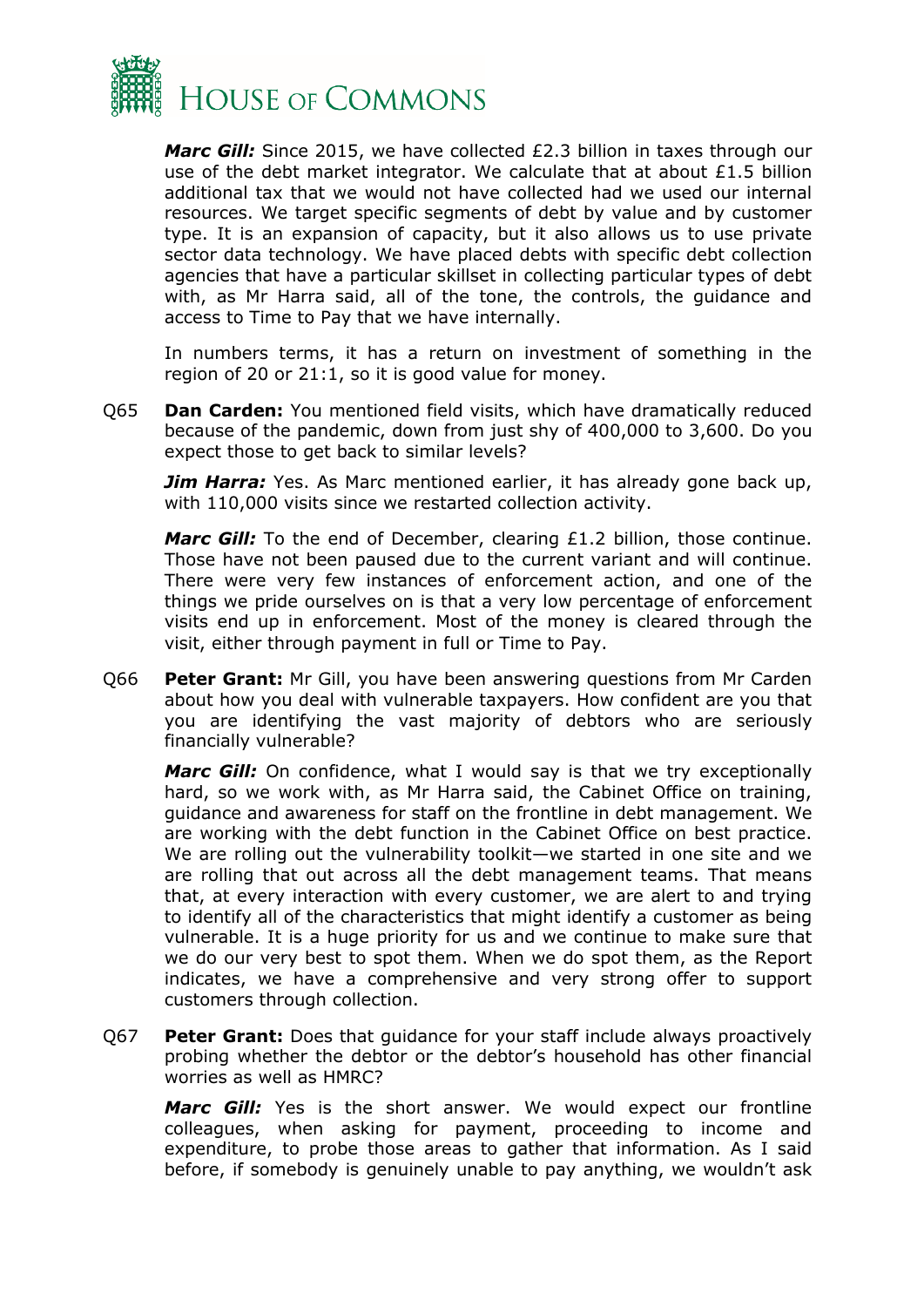***Marc Gill:*** Since 2015, we have collected £2.3 billion in taxes through our use of the debt market integrator. We calculate that at about £1.5 billion additional tax that we would not have collected had we used our internal resources. We target specific segments of debt by value and by customer type. It is an expansion of capacity, but it also allows us to use private sector data technology. We have placed debts with specific debt collection agencies that have a particular skillset in collecting particular types of debt with, as Mr Harra said, all of the tone, the controls, the guidance and access to Time to Pay that we have internally.

In numbers terms, it has a return on investment of something in the region of 20 or 21:1, so it is good value for money.

Q65 **Dan Carden:** You mentioned field visits, which have dramatically reduced because of the pandemic, down from just shy of 400,000 to 3,600. Do you expect those to get back to similar levels?

***Jim Harra:*** Yes. As Marc mentioned earlier, it has already gone back up, with 110,000 visits since we restarted collection activity.

***Marc Gill:*** To the end of December, clearing £1.2 billion, those continue. Those have not been paused due to the current variant and will continue. There were very few instances of enforcement action, and one of the things we pride ourselves on is that a very low percentage of enforcement visits end up in enforcement. Most of the money is cleared through the visit, either through payment in full or Time to Pay.

Q66 **Peter Grant:** Mr Gill, you have been answering questions from Mr Carden about how you deal with vulnerable taxpayers. How confident are you that you are identifying the vast majority of debtors who are seriously financially vulnerable?

***Marc Gill:*** On confidence, what I would say is that we try exceptionally hard, so we work with, as Mr Harra said, the Cabinet Office on training, guidance and awareness for staff on the frontline in debt management. We are working with the debt function in the Cabinet Office on best practice. We are rolling out the vulnerability toolkit—we started in one site and we are rolling that out across all the debt management teams. That means that, at every interaction with every customer, we are alert to and trying to identify all of the characteristics that might identify a customer as being vulnerable. It is a huge priority for us and we continue to make sure that we do our very best to spot them. When we do spot them, as the Report indicates, we have a comprehensive and very strong offer to support customers through collection.

Q67 **Peter Grant:** Does that guidance for your staff include always proactively probing whether the debtor or the debtor's household has other financial worries as well as HMRC?

***Marc Gill:*** Yes is the short answer. We would expect our frontline colleagues, when asking for payment, proceeding to income and expenditure, to probe those areas to gather that information. As I said before, if somebody is genuinely unable to pay anything, we wouldn't ask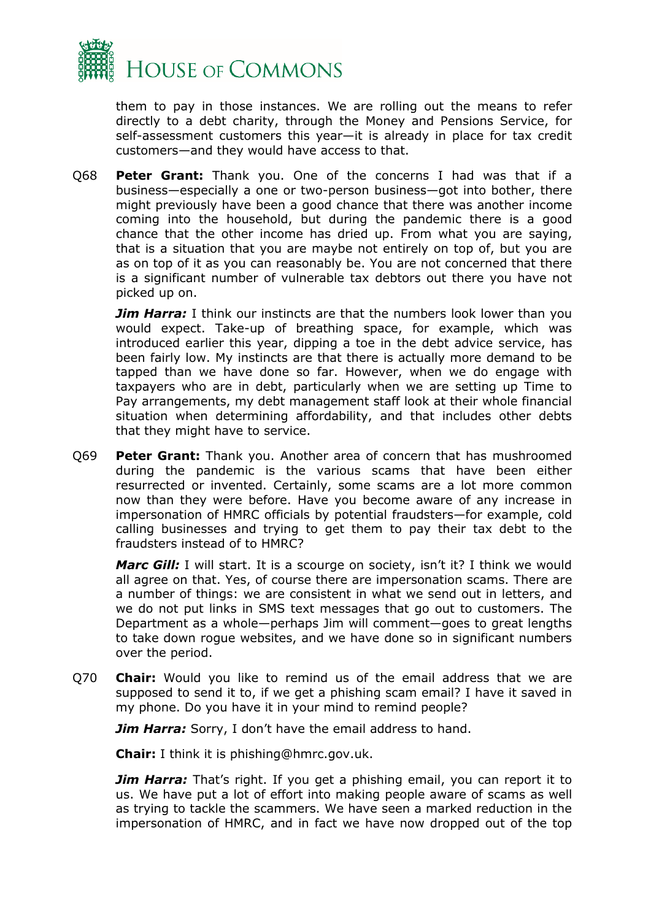them to pay in those instances. We are rolling out the means to refer directly to a debt charity, through the Money and Pensions Service, for self-assessment customers this year—it is already in place for tax credit customers—and they would have access to that.

Q68 **Peter Grant:** Thank you. One of the concerns I had was that if a business—especially a one or two-person business—got into bother, there might previously have been a good chance that there was another income coming into the household, but during the pandemic there is a good chance that the other income has dried up. From what you are saying, that is a situation that you are maybe not entirely on top of, but you are as on top of it as you can reasonably be. You are not concerned that there is a significant number of vulnerable tax debtors out there you have not picked up on.

***Jim Harra:*** I think our instincts are that the numbers look lower than you would expect. Take-up of breathing space, for example, which was introduced earlier this year, dipping a toe in the debt advice service, has been fairly low. My instincts are that there is actually more demand to be tapped than we have done so far. However, when we do engage with taxpayers who are in debt, particularly when we are setting up Time to Pay arrangements, my debt management staff look at their whole financial situation when determining affordability, and that includes other debts that they might have to service.

Q69 **Peter Grant:** Thank you. Another area of concern that has mushroomed during the pandemic is the various scams that have been either resurrected or invented. Certainly, some scams are a lot more common now than they were before. Have you become aware of any increase in impersonation of HMRC officials by potential fraudsters—for example, cold calling businesses and trying to get them to pay their tax debt to the fraudsters instead of to HMRC?

***Marc Gill:*** I will start. It is a scourge on society, isn't it? I think we would all agree on that. Yes, of course there are impersonation scams. There are a number of things: we are consistent in what we send out in letters, and we do not put links in SMS text messages that go out to customers. The Department as a whole—perhaps Jim will comment—goes to great lengths to take down rogue websites, and we have done so in significant numbers over the period.

Q70 **Chair:** Would you like to remind us of the email address that we are supposed to send it to, if we get a phishing scam email? I have it saved in my phone. Do you have it in your mind to remind people?

***Jim Harra:*** Sorry, I don't have the email address to hand.

**Chair:** I think it is phishing@hmrc.gov.uk.

***Jim Harra:*** That's right. If you get a phishing email, you can report it to us. We have put a lot of effort into making people aware of scams as well as trying to tackle the scammers. We have seen a marked reduction in the impersonation of HMRC, and in fact we have now dropped out of the top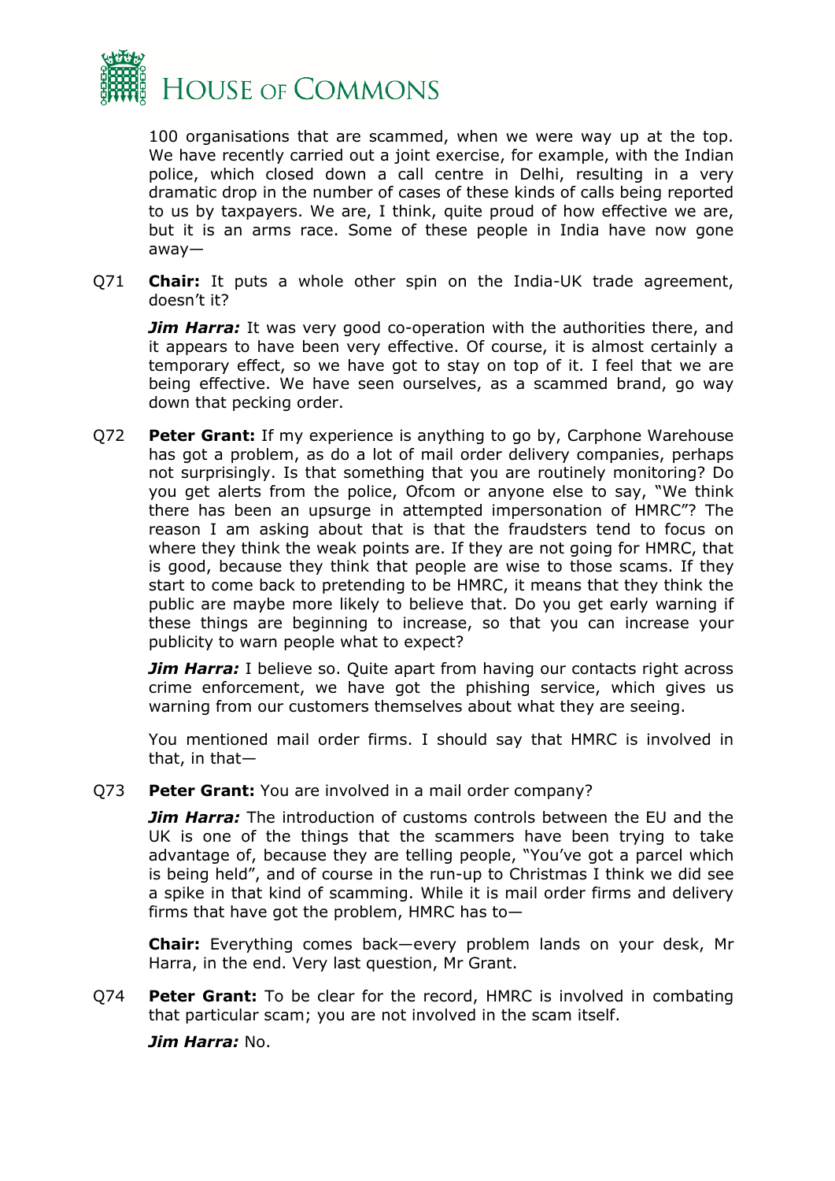100 organisations that are scammed, when we were way up at the top. We have recently carried out a joint exercise, for example, with the Indian police, which closed down a call centre in Delhi, resulting in a very dramatic drop in the number of cases of these kinds of calls being reported to us by taxpayers. We are, I think, quite proud of how effective we are, but it is an arms race. Some of these people in India have now gone away—

Q71 **Chair:** It puts a whole other spin on the India-UK trade agreement, doesn't it?

***Jim Harra:*** It was very good co-operation with the authorities there, and it appears to have been very effective. Of course, it is almost certainly a temporary effect, so we have got to stay on top of it. I feel that we are being effective. We have seen ourselves, as a scammed brand, go way down that pecking order.

Q72 **Peter Grant:** If my experience is anything to go by, Carphone Warehouse has got a problem, as do a lot of mail order delivery companies, perhaps not surprisingly. Is that something that you are routinely monitoring? Do you get alerts from the police, Ofcom or anyone else to say, "We think there has been an upsurge in attempted impersonation of HMRC"? The reason I am asking about that is that the fraudsters tend to focus on where they think the weak points are. If they are not going for HMRC, that is good, because they think that people are wise to those scams. If they start to come back to pretending to be HMRC, it means that they think the public are maybe more likely to believe that. Do you get early warning if these things are beginning to increase, so that you can increase your publicity to warn people what to expect?

***Jim Harra:*** I believe so. Quite apart from having our contacts right across crime enforcement, we have got the phishing service, which gives us warning from our customers themselves about what they are seeing.

You mentioned mail order firms. I should say that HMRC is involved in that, in that—

Q73 **Peter Grant:** You are involved in a mail order company?

***Jim Harra:*** The introduction of customs controls between the EU and the UK is one of the things that the scammers have been trying to take advantage of, because they are telling people, "You've got a parcel which is being held", and of course in the run-up to Christmas I think we did see a spike in that kind of scamming. While it is mail order firms and delivery firms that have got the problem, HMRC has to—

**Chair:** Everything comes back—every problem lands on your desk, Mr Harra, in the end. Very last question, Mr Grant.

Q74 **Peter Grant:** To be clear for the record, HMRC is involved in combating that particular scam; you are not involved in the scam itself.

***Jim Harra:*** No.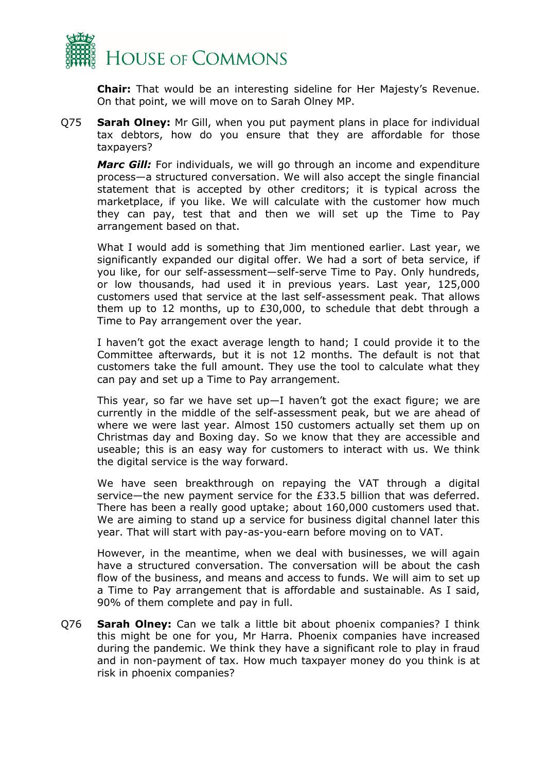**Chair:** That would be an interesting sideline for Her Majesty's Revenue. On that point, we will move on to Sarah Olney MP.

Q75 **Sarah Olney:** Mr Gill, when you put payment plans in place for individual tax debtors, how do you ensure that they are affordable for those taxpayers?

***Marc Gill:*** For individuals, we will go through an income and expenditure process—a structured conversation. We will also accept the single financial statement that is accepted by other creditors; it is typical across the marketplace, if you like. We will calculate with the customer how much they can pay, test that and then we will set up the Time to Pay arrangement based on that.

What I would add is something that Jim mentioned earlier. Last year, we significantly expanded our digital offer. We had a sort of beta service, if you like, for our self-assessment—self-serve Time to Pay. Only hundreds, or low thousands, had used it in previous years. Last year, 125,000 customers used that service at the last self-assessment peak. That allows them up to 12 months, up to £30,000, to schedule that debt through a Time to Pay arrangement over the year.

I haven't got the exact average length to hand; I could provide it to the Committee afterwards, but it is not 12 months. The default is not that customers take the full amount. They use the tool to calculate what they can pay and set up a Time to Pay arrangement.

This year, so far we have set up—I haven't got the exact figure; we are currently in the middle of the self-assessment peak, but we are ahead of where we were last year. Almost 150 customers actually set them up on Christmas day and Boxing day. So we know that they are accessible and useable; this is an easy way for customers to interact with us. We think the digital service is the way forward.

We have seen breakthrough on repaying the VAT through a digital service—the new payment service for the £33.5 billion that was deferred. There has been a really good uptake; about 160,000 customers used that. We are aiming to stand up a service for business digital channel later this year. That will start with pay-as-you-earn before moving on to VAT.

However, in the meantime, when we deal with businesses, we will again have a structured conversation. The conversation will be about the cash flow of the business, and means and access to funds. We will aim to set up a Time to Pay arrangement that is affordable and sustainable. As I said, 90% of them complete and pay in full.

Q76 **Sarah Olney:** Can we talk a little bit about phoenix companies? I think this might be one for you, Mr Harra. Phoenix companies have increased during the pandemic. We think they have a significant role to play in fraud and in non-payment of tax. How much taxpayer money do you think is at risk in phoenix companies?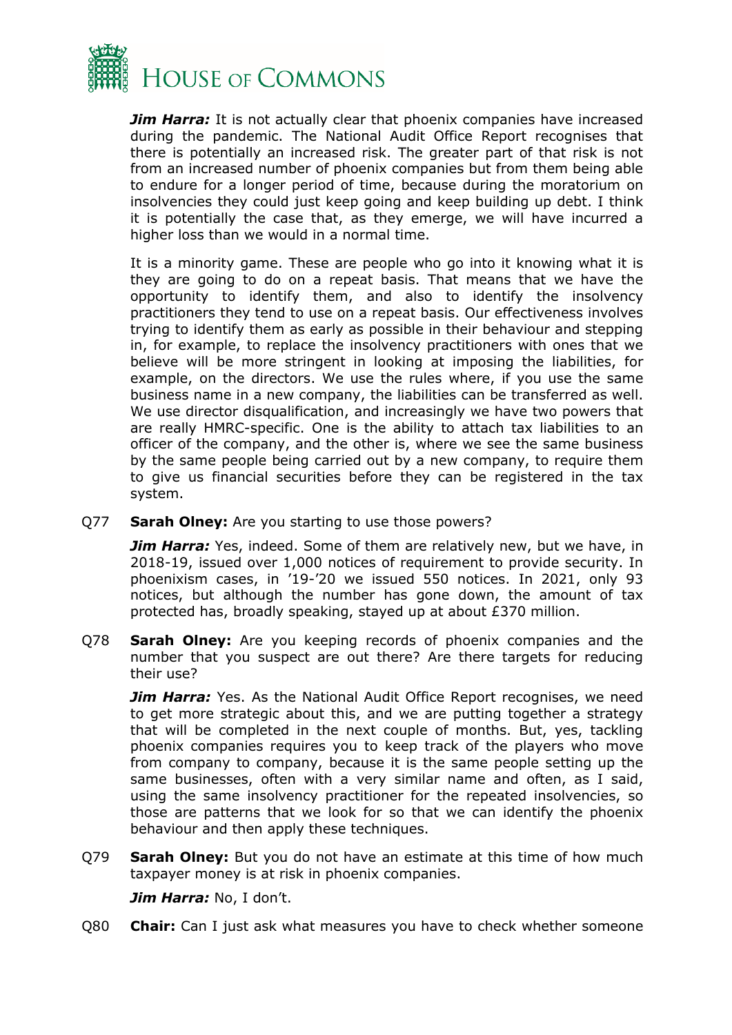***Jim Harra:*** It is not actually clear that phoenix companies have increased during the pandemic. The National Audit Office Report recognises that there is potentially an increased risk. The greater part of that risk is not from an increased number of phoenix companies but from them being able to endure for a longer period of time, because during the moratorium on insolvencies they could just keep going and keep building up debt. I think it is potentially the case that, as they emerge, we will have incurred a higher loss than we would in a normal time.

It is a minority game. These are people who go into it knowing what it is they are going to do on a repeat basis. That means that we have the opportunity to identify them, and also to identify the insolvency practitioners they tend to use on a repeat basis. Our effectiveness involves trying to identify them as early as possible in their behaviour and stepping in, for example, to replace the insolvency practitioners with ones that we believe will be more stringent in looking at imposing the liabilities, for example, on the directors. We use the rules where, if you use the same business name in a new company, the liabilities can be transferred as well. We use director disqualification, and increasingly we have two powers that are really HMRC-specific. One is the ability to attach tax liabilities to an officer of the company, and the other is, where we see the same business by the same people being carried out by a new company, to require them to give us financial securities before they can be registered in the tax system.

Q77 **Sarah Olney:** Are you starting to use those powers?

***Jim Harra:*** Yes, indeed. Some of them are relatively new, but we have, in 2018-19, issued over 1,000 notices of requirement to provide security. In phoenixism cases, in '19-'20 we issued 550 notices. In 2021, only 93 notices, but although the number has gone down, the amount of tax protected has, broadly speaking, stayed up at about £370 million.

Q78 **Sarah Olney:** Are you keeping records of phoenix companies and the number that you suspect are out there? Are there targets for reducing their use?

***Jim Harra:*** Yes. As the National Audit Office Report recognises, we need to get more strategic about this, and we are putting together a strategy that will be completed in the next couple of months. But, yes, tackling phoenix companies requires you to keep track of the players who move from company to company, because it is the same people setting up the same businesses, often with a very similar name and often, as I said, using the same insolvency practitioner for the repeated insolvencies, so those are patterns that we look for so that we can identify the phoenix behaviour and then apply these techniques.

Q79 **Sarah Olney:** But you do not have an estimate at this time of how much taxpayer money is at risk in phoenix companies.

***Jim Harra:*** No, I don't.

Q80 **Chair:** Can I just ask what measures you have to check whether someone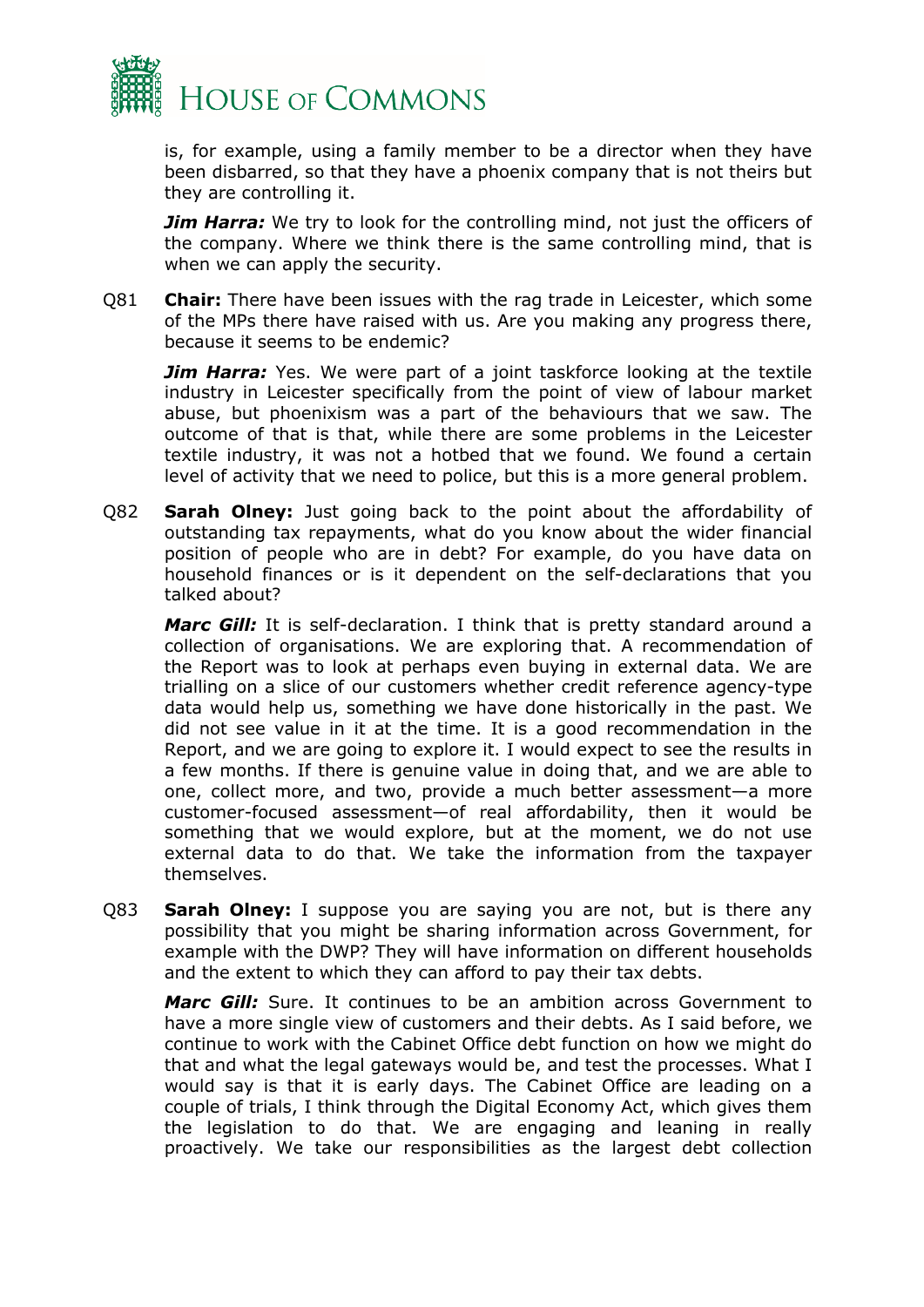is, for example, using a family member to be a director when they have been disbarred, so that they have a phoenix company that is not theirs but they are controlling it.

***Jim Harra:*** We try to look for the controlling mind, not just the officers of the company. Where we think there is the same controlling mind, that is when we can apply the security.

Q81 **Chair:** There have been issues with the rag trade in Leicester, which some of the MPs there have raised with us. Are you making any progress there, because it seems to be endemic?

***Jim Harra:*** Yes. We were part of a joint taskforce looking at the textile industry in Leicester specifically from the point of view of labour market abuse, but phoenixism was a part of the behaviours that we saw. The outcome of that is that, while there are some problems in the Leicester textile industry, it was not a hotbed that we found. We found a certain level of activity that we need to police, but this is a more general problem.

Q82 **Sarah Olney:** Just going back to the point about the affordability of outstanding tax repayments, what do you know about the wider financial position of people who are in debt? For example, do you have data on household finances or is it dependent on the self-declarations that you talked about?

***Marc Gill:*** It is self-declaration. I think that is pretty standard around a collection of organisations. We are exploring that. A recommendation of the Report was to look at perhaps even buying in external data. We are trialling on a slice of our customers whether credit reference agency-type data would help us, something we have done historically in the past. We did not see value in it at the time. It is a good recommendation in the Report, and we are going to explore it. I would expect to see the results in a few months. If there is genuine value in doing that, and we are able to one, collect more, and two, provide a much better assessment—a more customer-focused assessment—of real affordability, then it would be something that we would explore, but at the moment, we do not use external data to do that. We take the information from the taxpayer themselves.

Q83 **Sarah Olney:** I suppose you are saying you are not, but is there any possibility that you might be sharing information across Government, for example with the DWP? They will have information on different households and the extent to which they can afford to pay their tax debts.

***Marc Gill:*** Sure. It continues to be an ambition across Government to have a more single view of customers and their debts. As I said before, we continue to work with the Cabinet Office debt function on how we might do that and what the legal gateways would be, and test the processes. What I would say is that it is early days. The Cabinet Office are leading on a couple of trials, I think through the Digital Economy Act, which gives them the legislation to do that. We are engaging and leaning in really proactively. We take our responsibilities as the largest debt collection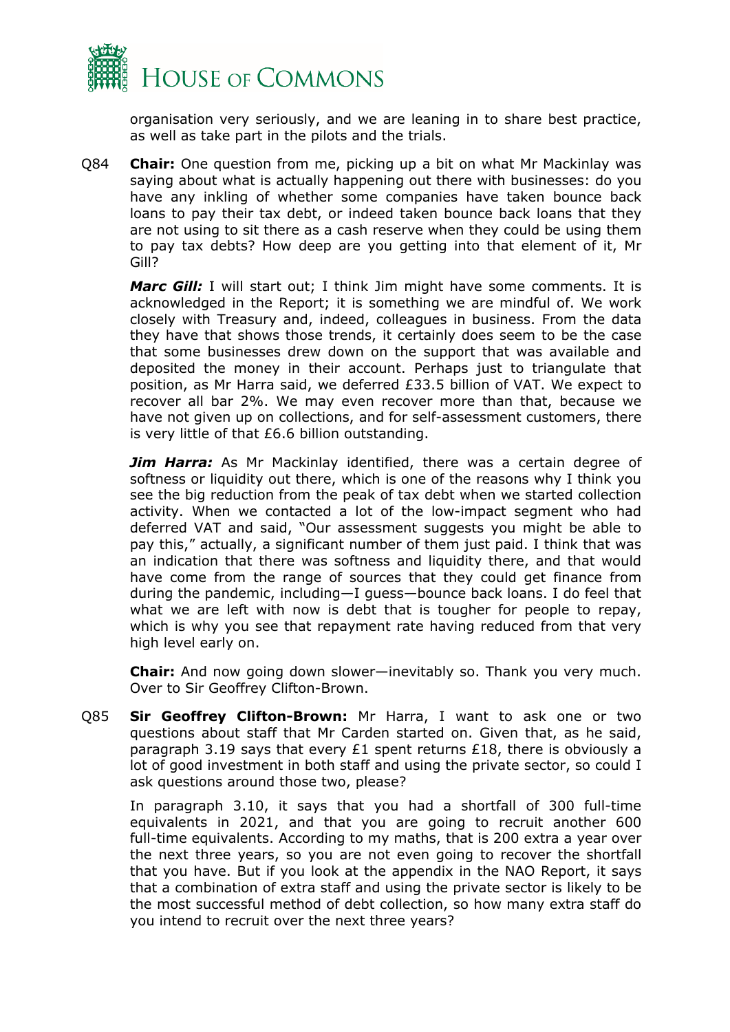organisation very seriously, and we are leaning in to share best practice, as well as take part in the pilots and the trials.

Q84 **Chair:** One question from me, picking up a bit on what Mr Mackinlay was saying about what is actually happening out there with businesses: do you have any inkling of whether some companies have taken bounce back loans to pay their tax debt, or indeed taken bounce back loans that they are not using to sit there as a cash reserve when they could be using them to pay tax debts? How deep are you getting into that element of it, Mr Gill?

***Marc Gill:*** I will start out; I think Jim might have some comments. It is acknowledged in the Report; it is something we are mindful of. We work closely with Treasury and, indeed, colleagues in business. From the data they have that shows those trends, it certainly does seem to be the case that some businesses drew down on the support that was available and deposited the money in their account. Perhaps just to triangulate that position, as Mr Harra said, we deferred £33.5 billion of VAT. We expect to recover all bar 2%. We may even recover more than that, because we have not given up on collections, and for self-assessment customers, there is very little of that £6.6 billion outstanding.

***Jim Harra:*** As Mr Mackinlay identified, there was a certain degree of softness or liquidity out there, which is one of the reasons why I think you see the big reduction from the peak of tax debt when we started collection activity. When we contacted a lot of the low-impact segment who had deferred VAT and said, "Our assessment suggests you might be able to pay this," actually, a significant number of them just paid. I think that was an indication that there was softness and liquidity there, and that would have come from the range of sources that they could get finance from during the pandemic, including—I guess—bounce back loans. I do feel that what we are left with now is debt that is tougher for people to repay, which is why you see that repayment rate having reduced from that very high level early on.

**Chair:** And now going down slower—inevitably so. Thank you very much. Over to Sir Geoffrey Clifton-Brown.

Q85 **Sir Geoffrey Clifton-Brown:** Mr Harra, I want to ask one or two questions about staff that Mr Carden started on. Given that, as he said, paragraph 3.19 says that every £1 spent returns £18, there is obviously a lot of good investment in both staff and using the private sector, so could I ask questions around those two, please?

In paragraph 3.10, it says that you had a shortfall of 300 full-time equivalents in 2021, and that you are going to recruit another 600 full-time equivalents. According to my maths, that is 200 extra a year over the next three years, so you are not even going to recover the shortfall that you have. But if you look at the appendix in the NAO Report, it says that a combination of extra staff and using the private sector is likely to be the most successful method of debt collection, so how many extra staff do you intend to recruit over the next three years?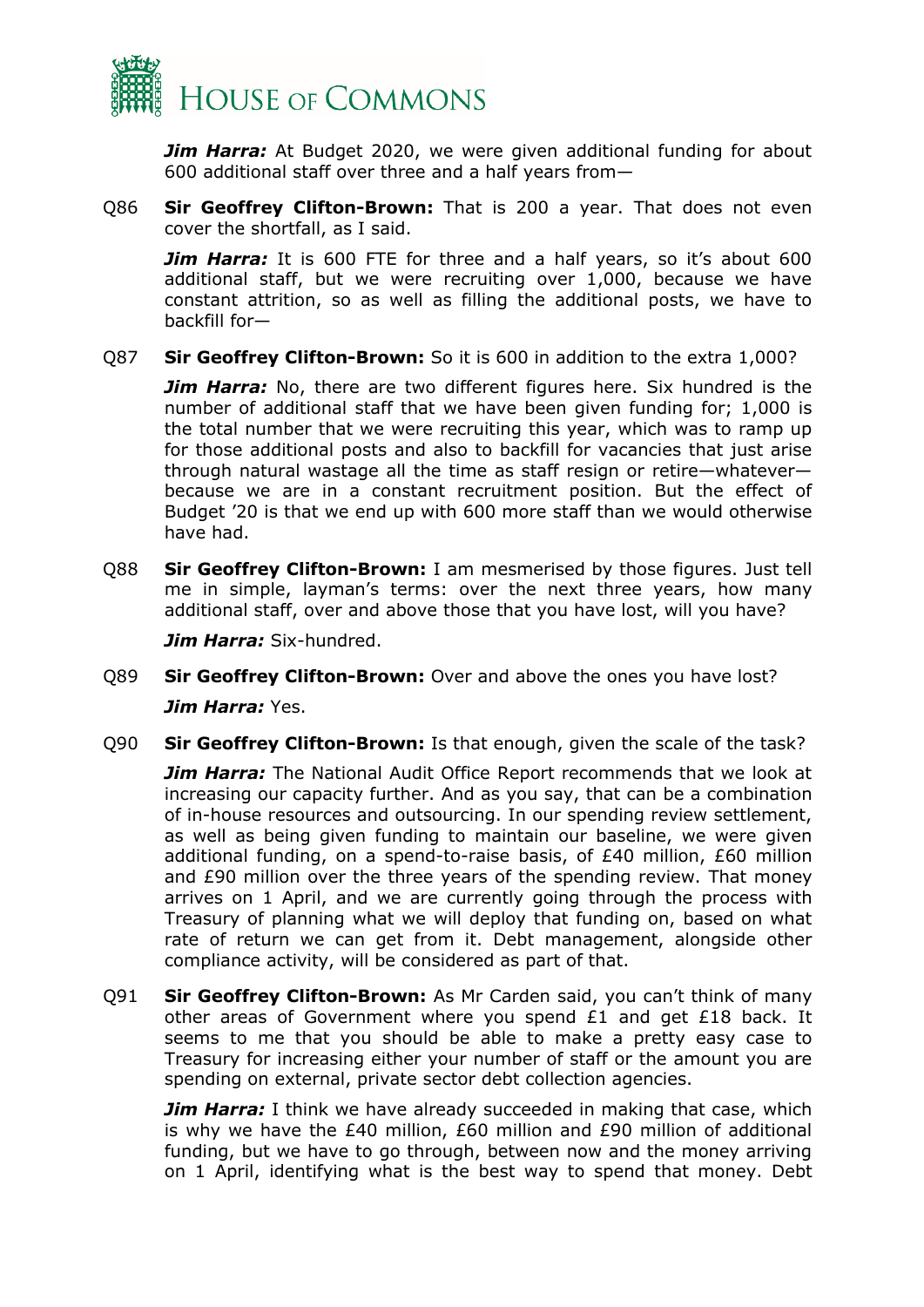***Jim Harra:*** At Budget 2020, we were given additional funding for about 600 additional staff over three and a half years from—

Q86 **Sir Geoffrey Clifton-Brown:** That is 200 a year. That does not even cover the shortfall, as I said.

***Jim Harra:*** It is 600 FTE for three and a half years, so it's about 600 additional staff, but we were recruiting over 1,000, because we have constant attrition, so as well as filling the additional posts, we have to backfill for—

Q87 **Sir Geoffrey Clifton-Brown:** So it is 600 in addition to the extra 1,000?

***Jim Harra:*** No, there are two different figures here. Six hundred is the number of additional staff that we have been given funding for; 1,000 is the total number that we were recruiting this year, which was to ramp up for those additional posts and also to backfill for vacancies that just arise through natural wastage all the time as staff resign or retire—whatever—because we are in a constant recruitment position. But the effect of Budget '20 is that we end up with 600 more staff than we would otherwise have had.

Q88 **Sir Geoffrey Clifton-Brown:** I am mesmerised by those figures. Just tell me in simple, layman's terms: over the next three years, how many additional staff, over and above those that you have lost, will you have?

***Jim Harra:*** Six-hundred.

Q89 **Sir Geoffrey Clifton-Brown:** Over and above the ones you have lost?

***Jim Harra:*** Yes.

Q90 **Sir Geoffrey Clifton-Brown:** Is that enough, given the scale of the task?

***Jim Harra:*** The National Audit Office Report recommends that we look at increasing our capacity further. And as you say, that can be a combination of in-house resources and outsourcing. In our spending review settlement, as well as being given funding to maintain our baseline, we were given additional funding, on a spend-to-raise basis, of £40 million, £60 million and £90 million over the three years of the spending review. That money arrives on 1 April, and we are currently going through the process with Treasury of planning what we will deploy that funding on, based on what rate of return we can get from it. Debt management, alongside other compliance activity, will be considered as part of that.

Q91 **Sir Geoffrey Clifton-Brown:** As Mr Carden said, you can't think of many other areas of Government where you spend £1 and get £18 back. It seems to me that you should be able to make a pretty easy case to Treasury for increasing either your number of staff or the amount you are spending on external, private sector debt collection agencies.

***Jim Harra:*** I think we have already succeeded in making that case, which is why we have the £40 million, £60 million and £90 million of additional funding, but we have to go through, between now and the money arriving on 1 April, identifying what is the best way to spend that money. Debt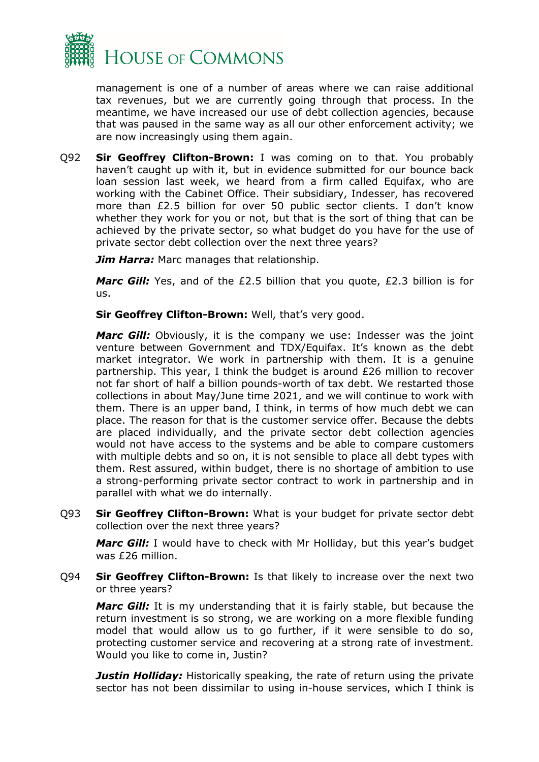management is one of a number of areas where we can raise additional tax revenues, but we are currently going through that process. In the meantime, we have increased our use of debt collection agencies, because that was paused in the same way as all our other enforcement activity; we are now increasingly using them again.

Q92 **Sir Geoffrey Clifton-Brown:** I was coming on to that. You probably haven't caught up with it, but in evidence submitted for our bounce back loan session last week, we heard from a firm called Equifax, who are working with the Cabinet Office. Their subsidiary, Indesser, has recovered more than £2.5 billion for over 50 public sector clients. I don't know whether they work for you or not, but that is the sort of thing that can be achieved by the private sector, so what budget do you have for the use of private sector debt collection over the next three years?

***Jim Harra:*** Marc manages that relationship.

***Marc Gill:*** Yes, and of the £2.5 billion that you quote, £2.3 billion is for us.

**Sir Geoffrey Clifton-Brown:** Well, that's very good.

***Marc Gill:*** Obviously, it is the company we use: Indesser was the joint venture between Government and TDX/Equifax. It's known as the debt market integrator. We work in partnership with them. It is a genuine partnership. This year, I think the budget is around £26 million to recover not far short of half a billion pounds-worth of tax debt. We restarted those collections in about May/June time 2021, and we will continue to work with them. There is an upper band, I think, in terms of how much debt we can place. The reason for that is the customer service offer. Because the debts are placed individually, and the private sector debt collection agencies would not have access to the systems and be able to compare customers with multiple debts and so on, it is not sensible to place all debt types with them. Rest assured, within budget, there is no shortage of ambition to use a strong-performing private sector contract to work in partnership and in parallel with what we do internally.

Q93 **Sir Geoffrey Clifton-Brown:** What is your budget for private sector debt collection over the next three years?

***Marc Gill:*** I would have to check with Mr Holliday, but this year's budget was £26 million.

Q94 **Sir Geoffrey Clifton-Brown:** Is that likely to increase over the next two or three years?

***Marc Gill:*** It is my understanding that it is fairly stable, but because the return investment is so strong, we are working on a more flexible funding model that would allow us to go further, if it were sensible to do so, protecting customer service and recovering at a strong rate of investment. Would you like to come in, Justin?

***Justin Holliday:*** Historically speaking, the rate of return using the private sector has not been dissimilar to using in-house services, which I think is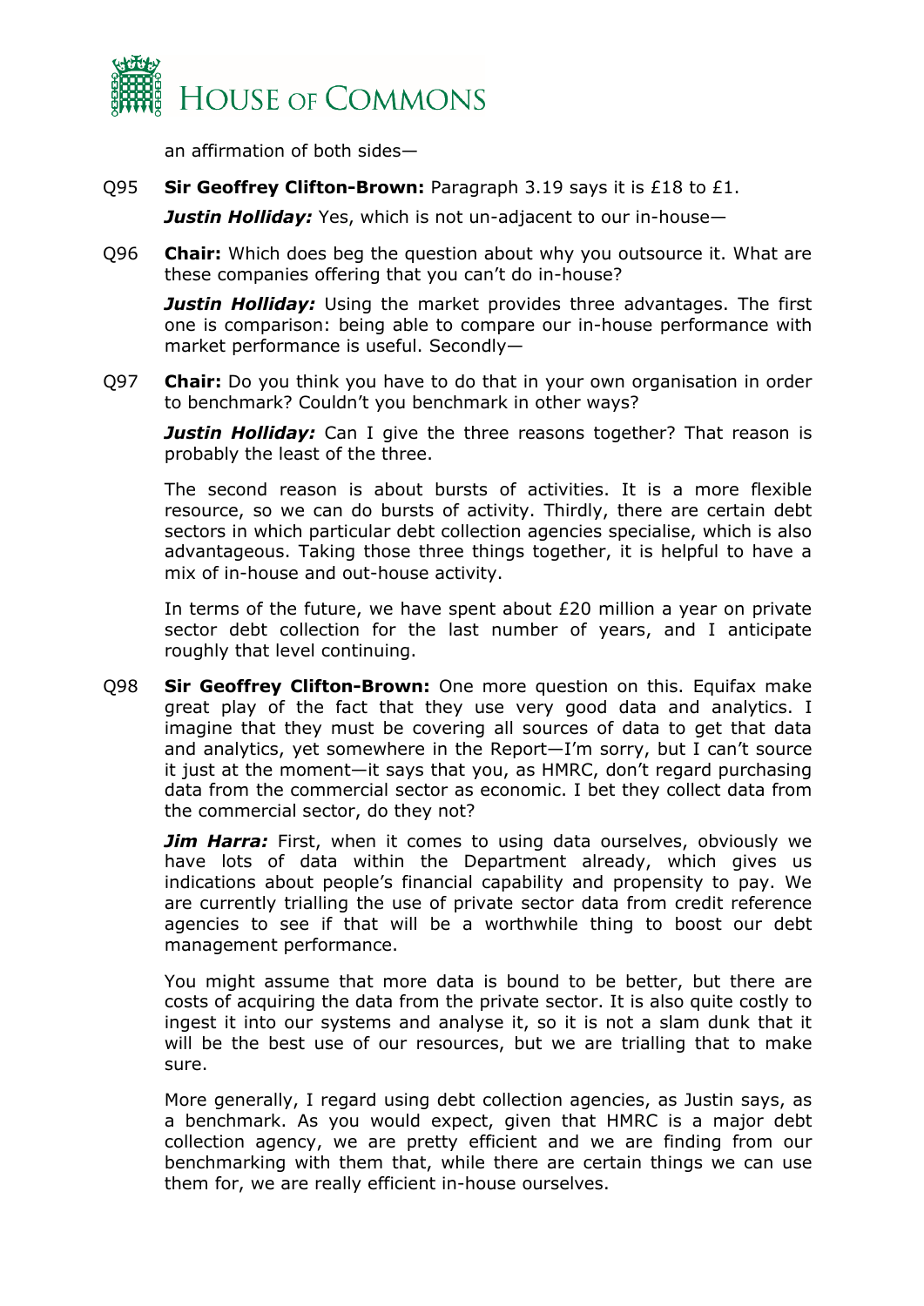an affirmation of both sides—

Q95 **Sir Geoffrey Clifton-Brown:** Paragraph 3.19 says it is £18 to £1.

***Justin Holliday:*** Yes, which is not un-adjacent to our in-house—

Q96 **Chair:** Which does beg the question about why you outsource it. What are these companies offering that you can't do in-house?

***Justin Holliday:*** Using the market provides three advantages. The first one is comparison: being able to compare our in-house performance with market performance is useful. Secondly—

Q97 **Chair:** Do you think you have to do that in your own organisation in order to benchmark? Couldn't you benchmark in other ways?

***Justin Holliday:*** Can I give the three reasons together? That reason is probably the least of the three.

The second reason is about bursts of activities. It is a more flexible resource, so we can do bursts of activity. Thirdly, there are certain debt sectors in which particular debt collection agencies specialise, which is also advantageous. Taking those three things together, it is helpful to have a mix of in-house and out-house activity.

In terms of the future, we have spent about £20 million a year on private sector debt collection for the last number of years, and I anticipate roughly that level continuing.

Q98 **Sir Geoffrey Clifton-Brown:** One more question on this. Equifax make great play of the fact that they use very good data and analytics. I imagine that they must be covering all sources of data to get that data and analytics, yet somewhere in the Report—I'm sorry, but I can't source it just at the moment—it says that you, as HMRC, don't regard purchasing data from the commercial sector as economic. I bet they collect data from the commercial sector, do they not?

***Jim Harra:*** First, when it comes to using data ourselves, obviously we have lots of data within the Department already, which gives us indications about people's financial capability and propensity to pay. We are currently trialling the use of private sector data from credit reference agencies to see if that will be a worthwhile thing to boost our debt management performance.

You might assume that more data is bound to be better, but there are costs of acquiring the data from the private sector. It is also quite costly to ingest it into our systems and analyse it, so it is not a slam dunk that it will be the best use of our resources, but we are trialling that to make sure.

More generally, I regard using debt collection agencies, as Justin says, as a benchmark. As you would expect, given that HMRC is a major debt collection agency, we are pretty efficient and we are finding from our benchmarking with them that, while there are certain things we can use them for, we are really efficient in-house ourselves.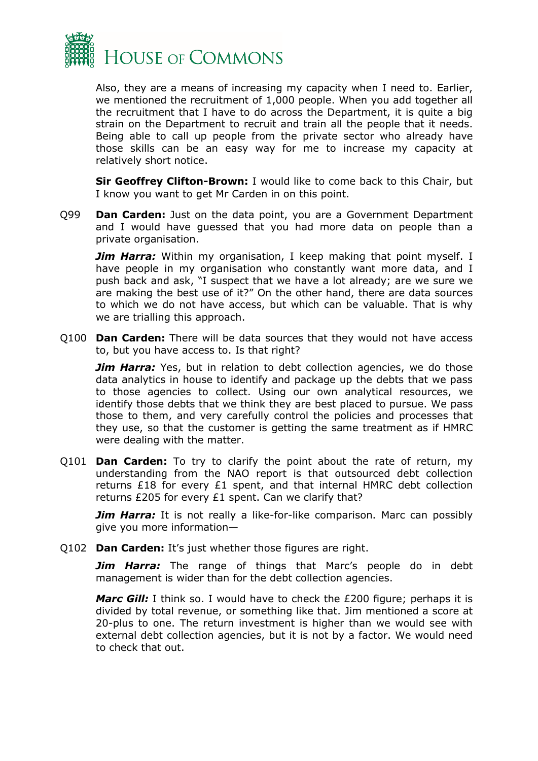Also, they are a means of increasing my capacity when I need to. Earlier, we mentioned the recruitment of 1,000 people. When you add together all the recruitment that I have to do across the Department, it is quite a big strain on the Department to recruit and train all the people that it needs. Being able to call up people from the private sector who already have those skills can be an easy way for me to increase my capacity at relatively short notice.

**Sir Geoffrey Clifton-Brown:** I would like to come back to this Chair, but I know you want to get Mr Carden in on this point.

Q99 **Dan Carden:** Just on the data point, you are a Government Department and I would have guessed that you had more data on people than a private organisation.

***Jim Harra:*** Within my organisation, I keep making that point myself. I have people in my organisation who constantly want more data, and I push back and ask, "I suspect that we have a lot already; are we sure we are making the best use of it?" On the other hand, there are data sources to which we do not have access, but which can be valuable. That is why we are trialling this approach.

Q100 **Dan Carden:** There will be data sources that they would not have access to, but you have access to. Is that right?

***Jim Harra:*** Yes, but in relation to debt collection agencies, we do those data analytics in house to identify and package up the debts that we pass to those agencies to collect. Using our own analytical resources, we identify those debts that we think they are best placed to pursue. We pass those to them, and very carefully control the policies and processes that they use, so that the customer is getting the same treatment as if HMRC were dealing with the matter.

Q101 **Dan Carden:** To try to clarify the point about the rate of return, my understanding from the NAO report is that outsourced debt collection returns £18 for every £1 spent, and that internal HMRC debt collection returns £205 for every £1 spent. Can we clarify that?

***Jim Harra:*** It is not really a like-for-like comparison. Marc can possibly give you more information—

Q102 **Dan Carden:** It's just whether those figures are right.

***Jim Harra:*** The range of things that Marc's people do in debt management is wider than for the debt collection agencies.

***Marc Gill:*** I think so. I would have to check the £200 figure; perhaps it is divided by total revenue, or something like that. Jim mentioned a score at 20-plus to one. The return investment is higher than we would see with external debt collection agencies, but it is not by a factor. We would need to check that out.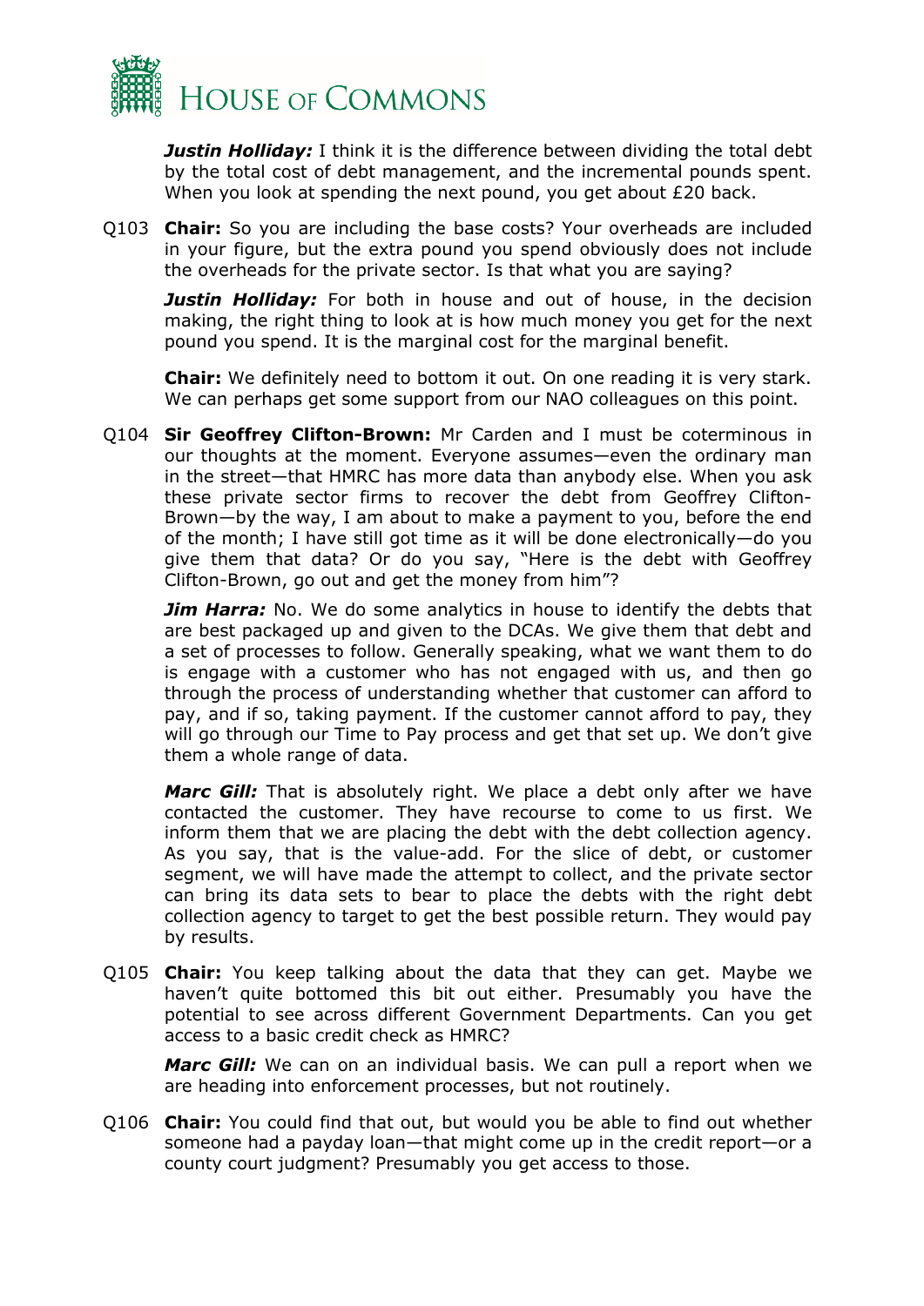***Justin Holliday:*** I think it is the difference between dividing the total debt by the total cost of debt management, and the incremental pounds spent. When you look at spending the next pound, you get about £20 back.

Q103 **Chair:** So you are including the base costs? Your overheads are included in your figure, but the extra pound you spend obviously does not include the overheads for the private sector. Is that what you are saying?

***Justin Holliday:*** For both in house and out of house, in the decision making, the right thing to look at is how much money you get for the next pound you spend. It is the marginal cost for the marginal benefit.

**Chair:** We definitely need to bottom it out. On one reading it is very stark. We can perhaps get some support from our NAO colleagues on this point.

Q104 **Sir Geoffrey Clifton-Brown:** Mr Carden and I must be coterminous in our thoughts at the moment. Everyone assumes—even the ordinary man in the street—that HMRC has more data than anybody else. When you ask these private sector firms to recover the debt from Geoffrey Clifton-Brown—by the way, I am about to make a payment to you, before the end of the month; I have still got time as it will be done electronically—do you give them that data? Or do you say, "Here is the debt with Geoffrey Clifton-Brown, go out and get the money from him"?

***Jim Harra:*** No. We do some analytics in house to identify the debts that are best packaged up and given to the DCAs. We give them that debt and a set of processes to follow. Generally speaking, what we want them to do is engage with a customer who has not engaged with us, and then go through the process of understanding whether that customer can afford to pay, and if so, taking payment. If the customer cannot afford to pay, they will go through our Time to Pay process and get that set up. We don't give them a whole range of data.

***Marc Gill:*** That is absolutely right. We place a debt only after we have contacted the customer. They have recourse to come to us first. We inform them that we are placing the debt with the debt collection agency. As you say, that is the value-add. For the slice of debt, or customer segment, we will have made the attempt to collect, and the private sector can bring its data sets to bear to place the debts with the right debt collection agency to target to get the best possible return. They would pay by results.

Q105 **Chair:** You keep talking about the data that they can get. Maybe we haven't quite bottomed this bit out either. Presumably you have the potential to see across different Government Departments. Can you get access to a basic credit check as HMRC?

***Marc Gill:*** We can on an individual basis. We can pull a report when we are heading into enforcement processes, but not routinely.

Q106 **Chair:** You could find that out, but would you be able to find out whether someone had a payday loan—that might come up in the credit report—or a county court judgment? Presumably you get access to those.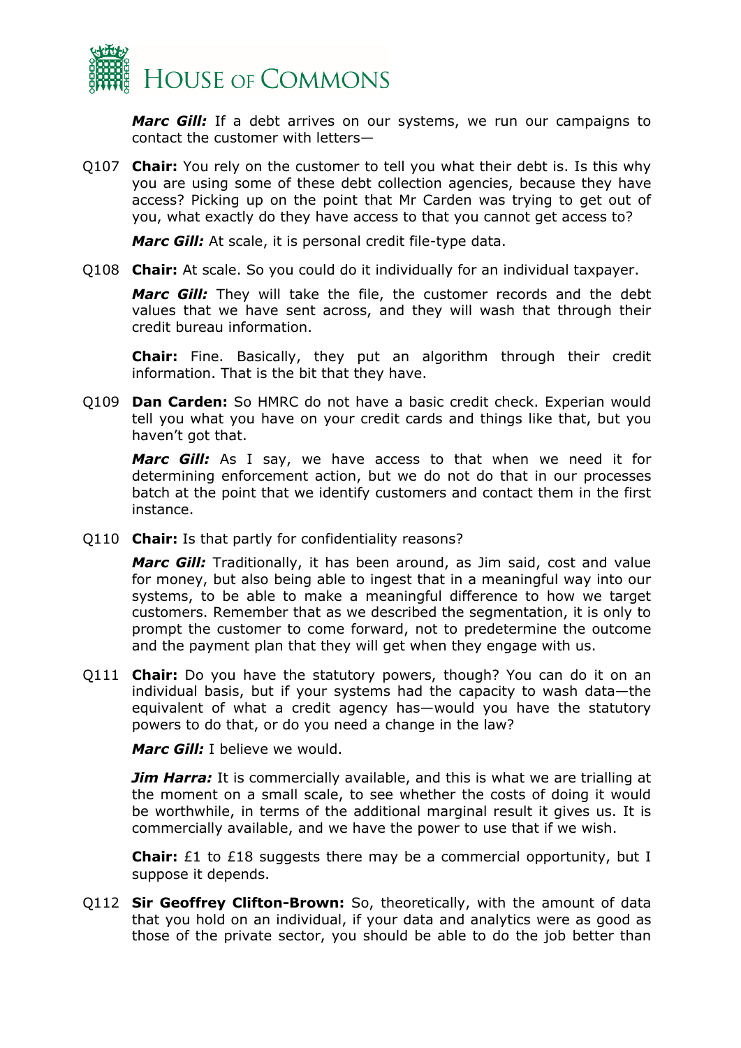***Marc Gill:*** If a debt arrives on our systems, we run our campaigns to contact the customer with letters—

Q107 **Chair:** You rely on the customer to tell you what their debt is. Is this why you are using some of these debt collection agencies, because they have access? Picking up on the point that Mr Carden was trying to get out of you, what exactly do they have access to that you cannot get access to?

***Marc Gill:*** At scale, it is personal credit file-type data.

Q108 **Chair:** At scale. So you could do it individually for an individual taxpayer.

***Marc Gill:*** They will take the file, the customer records and the debt values that we have sent across, and they will wash that through their credit bureau information.

**Chair:** Fine. Basically, they put an algorithm through their credit information. That is the bit that they have.

Q109 **Dan Carden:** So HMRC do not have a basic credit check. Experian would tell you what you have on your credit cards and things like that, but you haven't got that.

***Marc Gill:*** As I say, we have access to that when we need it for determining enforcement action, but we do not do that in our processes batch at the point that we identify customers and contact them in the first instance.

Q110 **Chair:** Is that partly for confidentiality reasons?

***Marc Gill:*** Traditionally, it has been around, as Jim said, cost and value for money, but also being able to ingest that in a meaningful way into our systems, to be able to make a meaningful difference to how we target customers. Remember that as we described the segmentation, it is only to prompt the customer to come forward, not to predetermine the outcome and the payment plan that they will get when they engage with us.

Q111 **Chair:** Do you have the statutory powers, though? You can do it on an individual basis, but if your systems had the capacity to wash data—the equivalent of what a credit agency has—would you have the statutory powers to do that, or do you need a change in the law?

***Marc Gill:*** I believe we would.

***Jim Harra:*** It is commercially available, and this is what we are trialling at the moment on a small scale, to see whether the costs of doing it would be worthwhile, in terms of the additional marginal result it gives us. It is commercially available, and we have the power to use that if we wish.

**Chair:** £1 to £18 suggests there may be a commercial opportunity, but I suppose it depends.

Q112 **Sir Geoffrey Clifton-Brown:** So, theoretically, with the amount of data that you hold on an individual, if your data and analytics were as good as those of the private sector, you should be able to do the job better than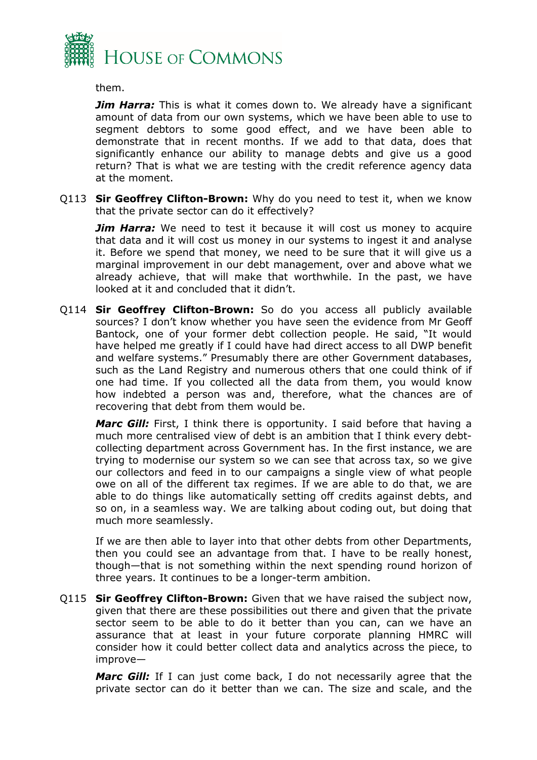them.

***Jim Harra:*** This is what it comes down to. We already have a significant amount of data from our own systems, which we have been able to use to segment debtors to some good effect, and we have been able to demonstrate that in recent months. If we add to that data, does that significantly enhance our ability to manage debts and give us a good return? That is what we are testing with the credit reference agency data at the moment.

Q113 **Sir Geoffrey Clifton-Brown:** Why do you need to test it, when we know that the private sector can do it effectively?

***Jim Harra:*** We need to test it because it will cost us money to acquire that data and it will cost us money in our systems to ingest it and analyse it. Before we spend that money, we need to be sure that it will give us a marginal improvement in our debt management, over and above what we already achieve, that will make that worthwhile. In the past, we have looked at it and concluded that it didn't.

Q114 **Sir Geoffrey Clifton-Brown:** So do you access all publicly available sources? I don't know whether you have seen the evidence from Mr Geoff Bantock, one of your former debt collection people. He said, "It would have helped me greatly if I could have had direct access to all DWP benefit and welfare systems." Presumably there are other Government databases, such as the Land Registry and numerous others that one could think of if one had time. If you collected all the data from them, you would know how indebted a person was and, therefore, what the chances are of recovering that debt from them would be.

***Marc Gill:*** First, I think there is opportunity. I said before that having a much more centralised view of debt is an ambition that I think every debt-collecting department across Government has. In the first instance, we are trying to modernise our system so we can see that across tax, so we give our collectors and feed in to our campaigns a single view of what people owe on all of the different tax regimes. If we are able to do that, we are able to do things like automatically setting off credits against debts, and so on, in a seamless way. We are talking about coding out, but doing that much more seamlessly.

If we are then able to layer into that other debts from other Departments, then you could see an advantage from that. I have to be really honest, though—that is not something within the next spending round horizon of three years. It continues to be a longer-term ambition.

Q115 **Sir Geoffrey Clifton-Brown:** Given that we have raised the subject now, given that there are these possibilities out there and given that the private sector seem to be able to do it better than you can, can we have an assurance that at least in your future corporate planning HMRC will consider how it could better collect data and analytics across the piece, to improve—

***Marc Gill:*** If I can just come back, I do not necessarily agree that the private sector can do it better than we can. The size and scale, and the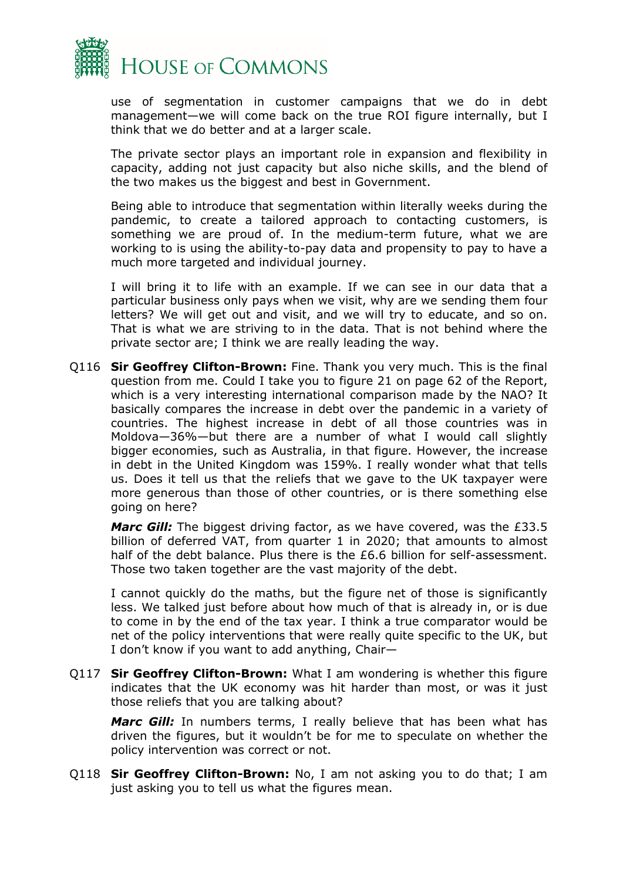use of segmentation in customer campaigns that we do in debt management—we will come back on the true ROI figure internally, but I think that we do better and at a larger scale.

The private sector plays an important role in expansion and flexibility in capacity, adding not just capacity but also niche skills, and the blend of the two makes us the biggest and best in Government.

Being able to introduce that segmentation within literally weeks during the pandemic, to create a tailored approach to contacting customers, is something we are proud of. In the medium-term future, what we are working to is using the ability-to-pay data and propensity to pay to have a much more targeted and individual journey.

I will bring it to life with an example. If we can see in our data that a particular business only pays when we visit, why are we sending them four letters? We will get out and visit, and we will try to educate, and so on. That is what we are striving to in the data. That is not behind where the private sector are; I think we are really leading the way.

Q116 **Sir Geoffrey Clifton-Brown:** Fine. Thank you very much. This is the final question from me. Could I take you to figure 21 on page 62 of the Report, which is a very interesting international comparison made by the NAO? It basically compares the increase in debt over the pandemic in a variety of countries. The highest increase in debt of all those countries was in Moldova—36%—but there are a number of what I would call slightly bigger economies, such as Australia, in that figure. However, the increase in debt in the United Kingdom was 159%. I really wonder what that tells us. Does it tell us that the reliefs that we gave to the UK taxpayer were more generous than those of other countries, or is there something else going on here?

***Marc Gill:*** The biggest driving factor, as we have covered, was the £33.5 billion of deferred VAT, from quarter 1 in 2020; that amounts to almost half of the debt balance. Plus there is the £6.6 billion for self-assessment. Those two taken together are the vast majority of the debt.

I cannot quickly do the maths, but the figure net of those is significantly less. We talked just before about how much of that is already in, or is due to come in by the end of the tax year. I think a true comparator would be net of the policy interventions that were really quite specific to the UK, but I don't know if you want to add anything, Chair—

Q117 **Sir Geoffrey Clifton-Brown:** What I am wondering is whether this figure indicates that the UK economy was hit harder than most, or was it just those reliefs that you are talking about?

***Marc Gill:*** In numbers terms, I really believe that has been what has driven the figures, but it wouldn't be for me to speculate on whether the policy intervention was correct or not.

Q118 **Sir Geoffrey Clifton-Brown:** No, I am not asking you to do that; I am just asking you to tell us what the figures mean.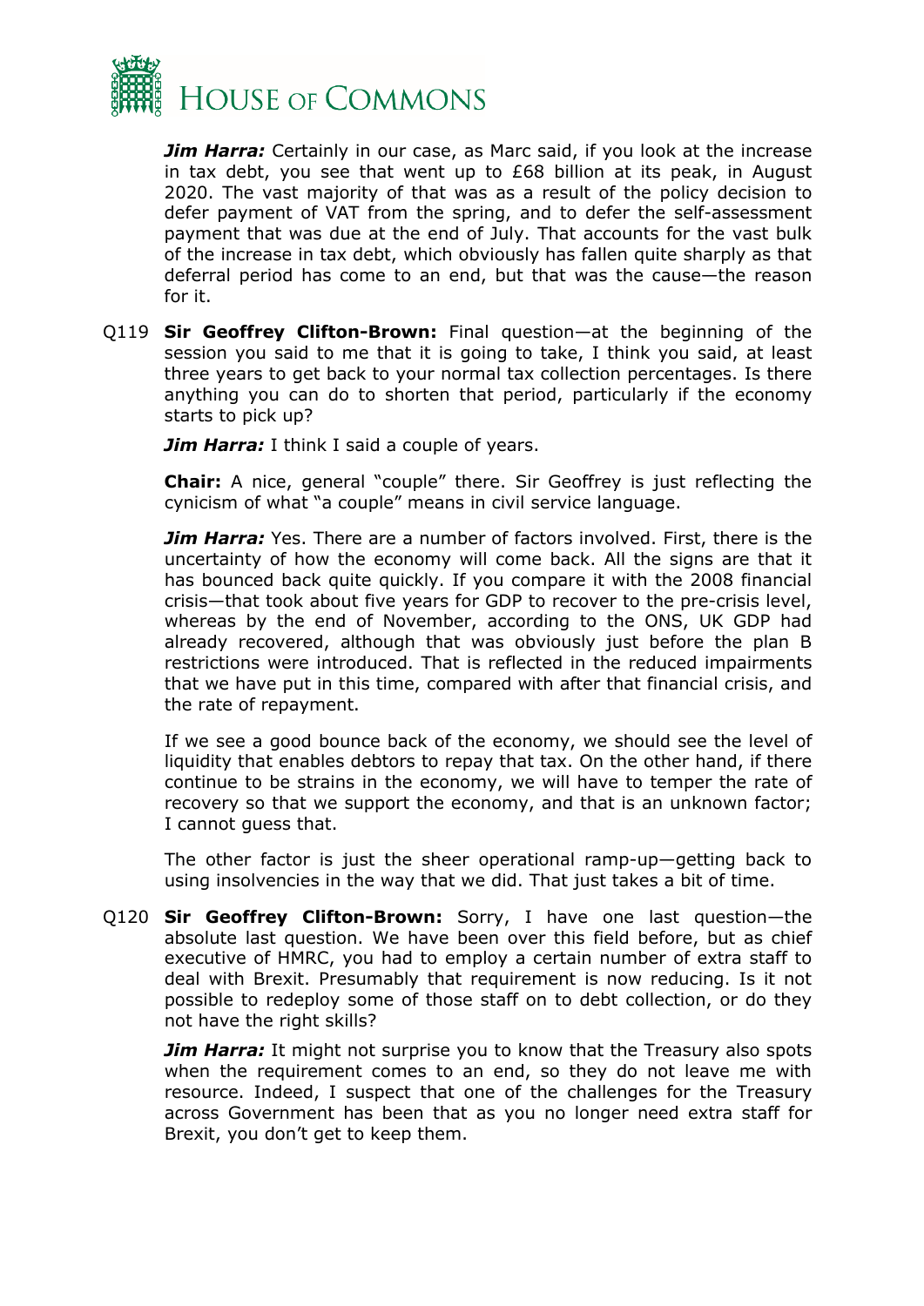***Jim Harra:*** Certainly in our case, as Marc said, if you look at the increase in tax debt, you see that went up to £68 billion at its peak, in August 2020. The vast majority of that was as a result of the policy decision to defer payment of VAT from the spring, and to defer the self-assessment payment that was due at the end of July. That accounts for the vast bulk of the increase in tax debt, which obviously has fallen quite sharply as that deferral period has come to an end, but that was the cause—the reason for it.

Q119 **Sir Geoffrey Clifton-Brown:** Final question—at the beginning of the session you said to me that it is going to take, I think you said, at least three years to get back to your normal tax collection percentages. Is there anything you can do to shorten that period, particularly if the economy starts to pick up?

***Jim Harra:*** I think I said a couple of years.

**Chair:** A nice, general "couple" there. Sir Geoffrey is just reflecting the cynicism of what "a couple" means in civil service language.

***Jim Harra:*** Yes. There are a number of factors involved. First, there is the uncertainty of how the economy will come back. All the signs are that it has bounced back quite quickly. If you compare it with the 2008 financial crisis—that took about five years for GDP to recover to the pre-crisis level, whereas by the end of November, according to the ONS, UK GDP had already recovered, although that was obviously just before the plan B restrictions were introduced. That is reflected in the reduced impairments that we have put in this time, compared with after that financial crisis, and the rate of repayment.

If we see a good bounce back of the economy, we should see the level of liquidity that enables debtors to repay that tax. On the other hand, if there continue to be strains in the economy, we will have to temper the rate of recovery so that we support the economy, and that is an unknown factor; I cannot guess that.

The other factor is just the sheer operational ramp-up—getting back to using insolvencies in the way that we did. That just takes a bit of time.

Q120 **Sir Geoffrey Clifton-Brown:** Sorry, I have one last question—the absolute last question. We have been over this field before, but as chief executive of HMRC, you had to employ a certain number of extra staff to deal with Brexit. Presumably that requirement is now reducing. Is it not possible to redeploy some of those staff on to debt collection, or do they not have the right skills?

***Jim Harra:*** It might not surprise you to know that the Treasury also spots when the requirement comes to an end, so they do not leave me with resource. Indeed, I suspect that one of the challenges for the Treasury across Government has been that as you no longer need extra staff for Brexit, you don't get to keep them.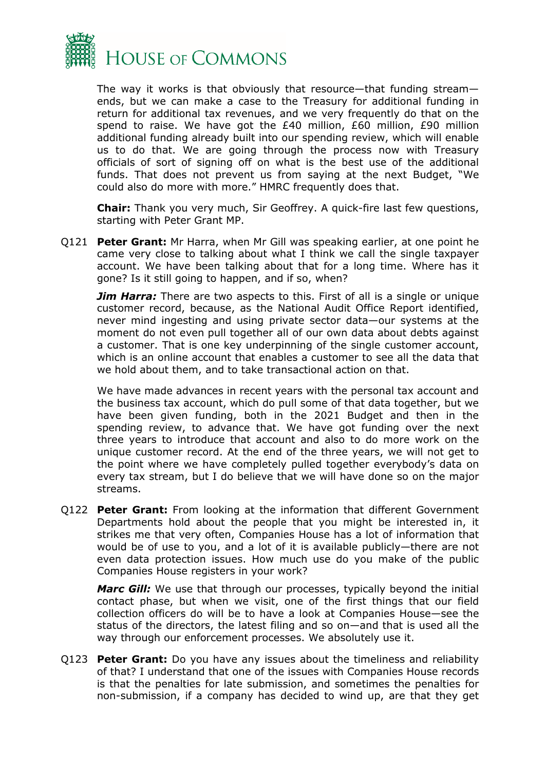The way it works is that obviously that resource—that funding stream—ends, but we can make a case to the Treasury for additional funding in return for additional tax revenues, and we very frequently do that on the spend to raise. We have got the £40 million, £60 million, £90 million additional funding already built into our spending review, which will enable us to do that. We are going through the process now with Treasury officials of sort of signing off on what is the best use of the additional funds. That does not prevent us from saying at the next Budget, "We could also do more with more." HMRC frequently does that.

**Chair:** Thank you very much, Sir Geoffrey. A quick-fire last few questions, starting with Peter Grant MP.

Q121 **Peter Grant:** Mr Harra, when Mr Gill was speaking earlier, at one point he came very close to talking about what I think we call the single taxpayer account. We have been talking about that for a long time. Where has it gone? Is it still going to happen, and if so, when?

***Jim Harra:*** There are two aspects to this. First of all is a single or unique customer record, because, as the National Audit Office Report identified, never mind ingesting and using private sector data—our systems at the moment do not even pull together all of our own data about debts against a customer. That is one key underpinning of the single customer account, which is an online account that enables a customer to see all the data that we hold about them, and to take transactional action on that.

We have made advances in recent years with the personal tax account and the business tax account, which do pull some of that data together, but we have been given funding, both in the 2021 Budget and then in the spending review, to advance that. We have got funding over the next three years to introduce that account and also to do more work on the unique customer record. At the end of the three years, we will not get to the point where we have completely pulled together everybody's data on every tax stream, but I do believe that we will have done so on the major streams.

Q122 **Peter Grant:** From looking at the information that different Government Departments hold about the people that you might be interested in, it strikes me that very often, Companies House has a lot of information that would be of use to you, and a lot of it is available publicly—there are not even data protection issues. How much use do you make of the public Companies House registers in your work?

***Marc Gill:*** We use that through our processes, typically beyond the initial contact phase, but when we visit, one of the first things that our field collection officers do will be to have a look at Companies House—see the status of the directors, the latest filing and so on—and that is used all the way through our enforcement processes. We absolutely use it.

Q123 **Peter Grant:** Do you have any issues about the timeliness and reliability of that? I understand that one of the issues with Companies House records is that the penalties for late submission, and sometimes the penalties for non-submission, if a company has decided to wind up, are that they get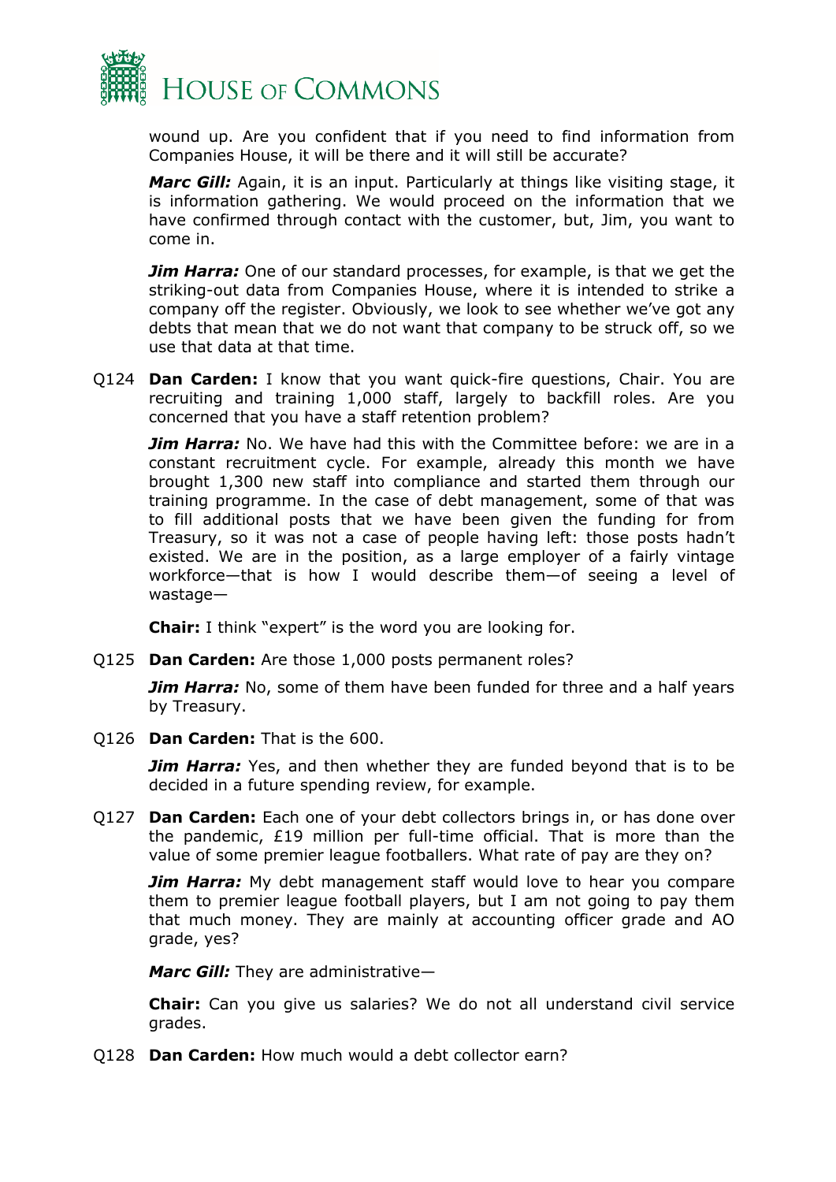wound up. Are you confident that if you need to find information from Companies House, it will be there and it will still be accurate?

***Marc Gill:*** Again, it is an input. Particularly at things like visiting stage, it is information gathering. We would proceed on the information that we have confirmed through contact with the customer, but, Jim, you want to come in.

***Jim Harra:*** One of our standard processes, for example, is that we get the striking-out data from Companies House, where it is intended to strike a company off the register. Obviously, we look to see whether we've got any debts that mean that we do not want that company to be struck off, so we use that data at that time.

Q124 **Dan Carden:** I know that you want quick-fire questions, Chair. You are recruiting and training 1,000 staff, largely to backfill roles. Are you concerned that you have a staff retention problem?

***Jim Harra:*** No. We have had this with the Committee before: we are in a constant recruitment cycle. For example, already this month we have brought 1,300 new staff into compliance and started them through our training programme. In the case of debt management, some of that was to fill additional posts that we have been given the funding for from Treasury, so it was not a case of people having left: those posts hadn't existed. We are in the position, as a large employer of a fairly vintage workforce—that is how I would describe them—of seeing a level of wastage—

**Chair:** I think "expert" is the word you are looking for.

Q125 **Dan Carden:** Are those 1,000 posts permanent roles?

***Jim Harra:*** No, some of them have been funded for three and a half years by Treasury.

Q126 **Dan Carden:** That is the 600.

***Jim Harra:*** Yes, and then whether they are funded beyond that is to be decided in a future spending review, for example.

Q127 **Dan Carden:** Each one of your debt collectors brings in, or has done over the pandemic, £19 million per full-time official. That is more than the value of some premier league footballers. What rate of pay are they on?

***Jim Harra:*** My debt management staff would love to hear you compare them to premier league football players, but I am not going to pay them that much money. They are mainly at accounting officer grade and AO grade, yes?

***Marc Gill:*** They are administrative—

**Chair:** Can you give us salaries? We do not all understand civil service grades.

Q128 **Dan Carden:** How much would a debt collector earn?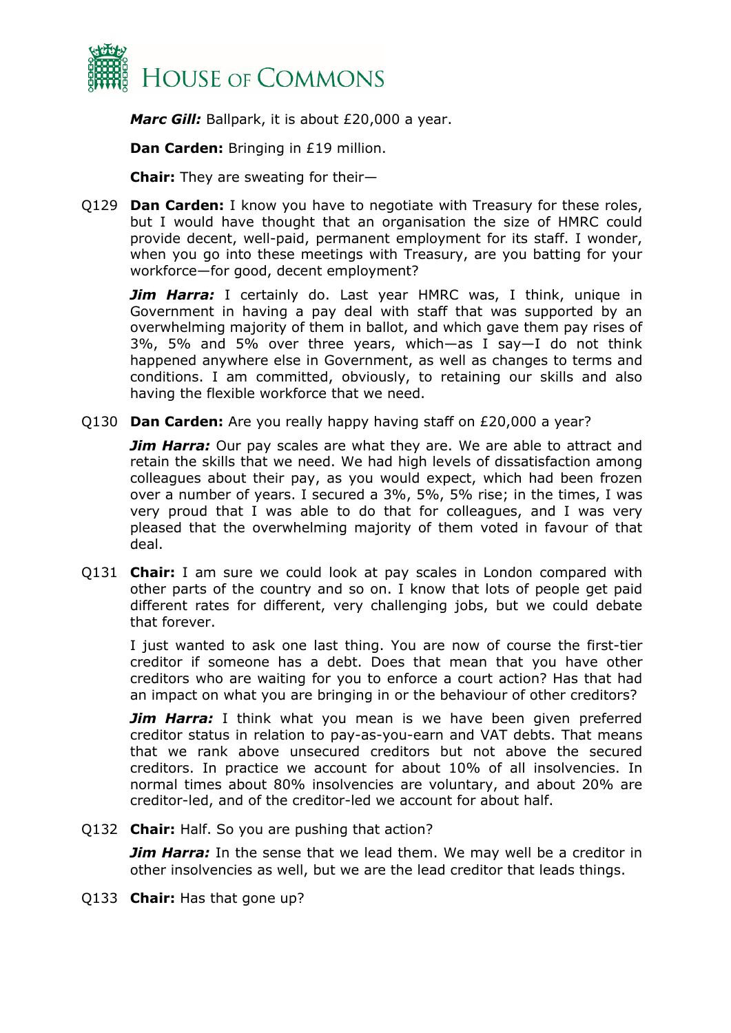***Marc Gill:*** Ballpark, it is about £20,000 a year.

**Dan Carden:** Bringing in £19 million.

**Chair:** They are sweating for their—

Q129 **Dan Carden:** I know you have to negotiate with Treasury for these roles, but I would have thought that an organisation the size of HMRC could provide decent, well-paid, permanent employment for its staff. I wonder, when you go into these meetings with Treasury, are you batting for your workforce—for good, decent employment?

***Jim Harra:*** I certainly do. Last year HMRC was, I think, unique in Government in having a pay deal with staff that was supported by an overwhelming majority of them in ballot, and which gave them pay rises of 3%, 5% and 5% over three years, which—as I say—I do not think happened anywhere else in Government, as well as changes to terms and conditions. I am committed, obviously, to retaining our skills and also having the flexible workforce that we need.

Q130 **Dan Carden:** Are you really happy having staff on £20,000 a year?

***Jim Harra:*** Our pay scales are what they are. We are able to attract and retain the skills that we need. We had high levels of dissatisfaction among colleagues about their pay, as you would expect, which had been frozen over a number of years. I secured a 3%, 5%, 5% rise; in the times, I was very proud that I was able to do that for colleagues, and I was very pleased that the overwhelming majority of them voted in favour of that deal.

Q131 **Chair:** I am sure we could look at pay scales in London compared with other parts of the country and so on. I know that lots of people get paid different rates for different, very challenging jobs, but we could debate that forever.

I just wanted to ask one last thing. You are now of course the first-tier creditor if someone has a debt. Does that mean that you have other creditors who are waiting for you to enforce a court action? Has that had an impact on what you are bringing in or the behaviour of other creditors?

***Jim Harra:*** I think what you mean is we have been given preferred creditor status in relation to pay-as-you-earn and VAT debts. That means that we rank above unsecured creditors but not above the secured creditors. In practice we account for about 10% of all insolvencies. In normal times about 80% insolvencies are voluntary, and about 20% are creditor-led, and of the creditor-led we account for about half.

Q132 **Chair:** Half. So you are pushing that action?

***Jim Harra:*** In the sense that we lead them. We may well be a creditor in other insolvencies as well, but we are the lead creditor that leads things.

Q133 **Chair:** Has that gone up?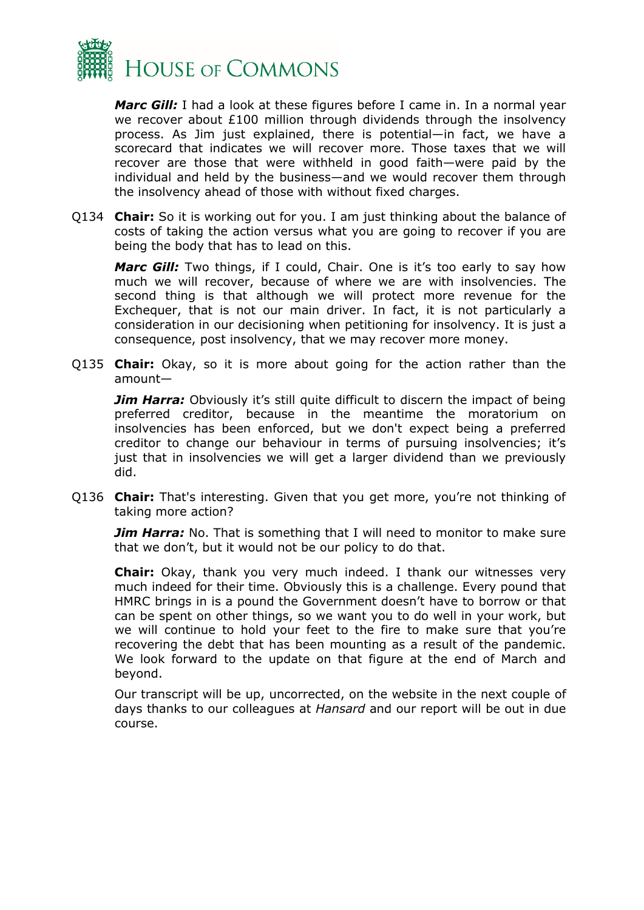***Marc Gill:*** I had a look at these figures before I came in. In a normal year we recover about £100 million through dividends through the insolvency process. As Jim just explained, there is potential—in fact, we have a scorecard that indicates we will recover more. Those taxes that we will recover are those that were withheld in good faith—were paid by the individual and held by the business—and we would recover them through the insolvency ahead of those with without fixed charges.

Q134 **Chair:** So it is working out for you. I am just thinking about the balance of costs of taking the action versus what you are going to recover if you are being the body that has to lead on this.

***Marc Gill:*** Two things, if I could, Chair. One is it's too early to say how much we will recover, because of where we are with insolvencies. The second thing is that although we will protect more revenue for the Exchequer, that is not our main driver. In fact, it is not particularly a consideration in our decisioning when petitioning for insolvency. It is just a consequence, post insolvency, that we may recover more money.

Q135 **Chair:** Okay, so it is more about going for the action rather than the amount—

***Jim Harra:*** Obviously it's still quite difficult to discern the impact of being preferred creditor, because in the meantime the moratorium on insolvencies has been enforced, but we don't expect being a preferred creditor to change our behaviour in terms of pursuing insolvencies; it's just that in insolvencies we will get a larger dividend than we previously did.

Q136 **Chair:** That's interesting. Given that you get more, you're not thinking of taking more action?

***Jim Harra:*** No. That is something that I will need to monitor to make sure that we don't, but it would not be our policy to do that.

**Chair:** Okay, thank you very much indeed. I thank our witnesses very much indeed for their time. Obviously this is a challenge. Every pound that HMRC brings in is a pound the Government doesn't have to borrow or that can be spent on other things, so we want you to do well in your work, but we will continue to hold your feet to the fire to make sure that you're recovering the debt that has been mounting as a result of the pandemic. We look forward to the update on that figure at the end of March and beyond.

Our transcript will be up, uncorrected, on the website in the next couple of days thanks to our colleagues at *Hansard* and our report will be out in due course.